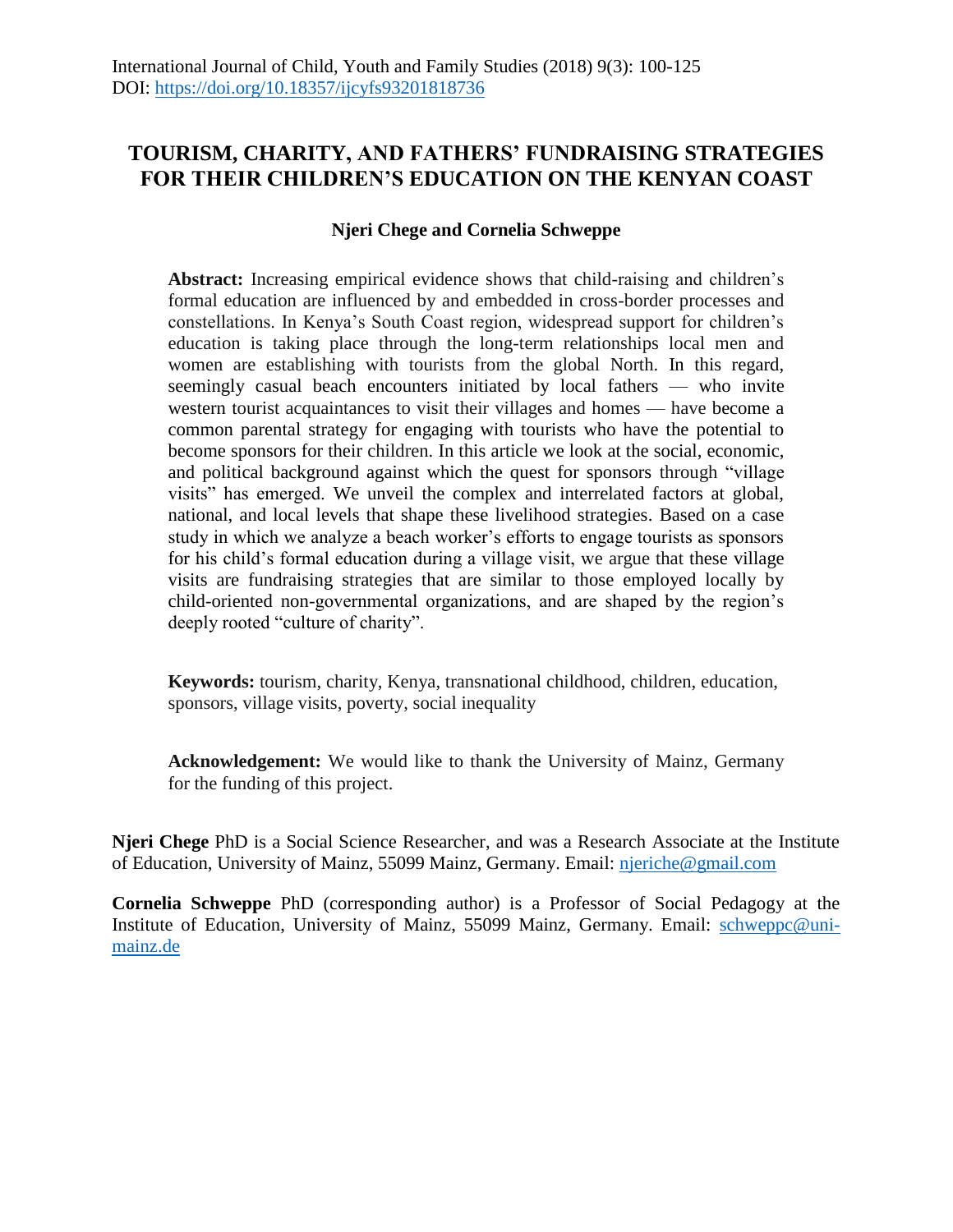International Journal of Child, Youth and Family Studies (2018) 9(3): 100-125
DOI: https://doi.org/10.18357/ijcyfs93201818736

# TOURISM, CHARITY, AND FATHERS' FUNDRAISING STRATEGIES FOR THEIR CHILDREN'S EDUCATION ON THE KENYAN COAST

**Njeri Chege and Cornelia Schweppe**

**Abstract:** Increasing empirical evidence shows that child-raising and children's formal education are influenced by and embedded in cross-border processes and constellations. In Kenya's South Coast region, widespread support for children's education is taking place through the long-term relationships local men and women are establishing with tourists from the global North. In this regard, seemingly casual beach encounters initiated by local fathers — who invite western tourist acquaintances to visit their villages and homes — have become a common parental strategy for engaging with tourists who have the potential to become sponsors for their children. In this article we look at the social, economic, and political background against which the quest for sponsors through "village visits" has emerged. We unveil the complex and interrelated factors at global, national, and local levels that shape these livelihood strategies. Based on a case study in which we analyze a beach worker's efforts to engage tourists as sponsors for his child's formal education during a village visit, we argue that these village visits are fundraising strategies that are similar to those employed locally by child-oriented non-governmental organizations, and are shaped by the region's deeply rooted "culture of charity".

**Keywords:** tourism, charity, Kenya, transnational childhood, children, education, sponsors, village visits, poverty, social inequality

**Acknowledgement:** We would like to thank the University of Mainz, Germany for the funding of this project.

**Njeri Chege** PhD is a Social Science Researcher, and was a Research Associate at the Institute of Education, University of Mainz, 55099 Mainz, Germany. Email: njeriche@gmail.com

**Cornelia Schweppe** PhD (corresponding author) is a Professor of Social Pedagogy at the Institute of Education, University of Mainz, 55099 Mainz, Germany. Email: schweppc@uni-mainz.de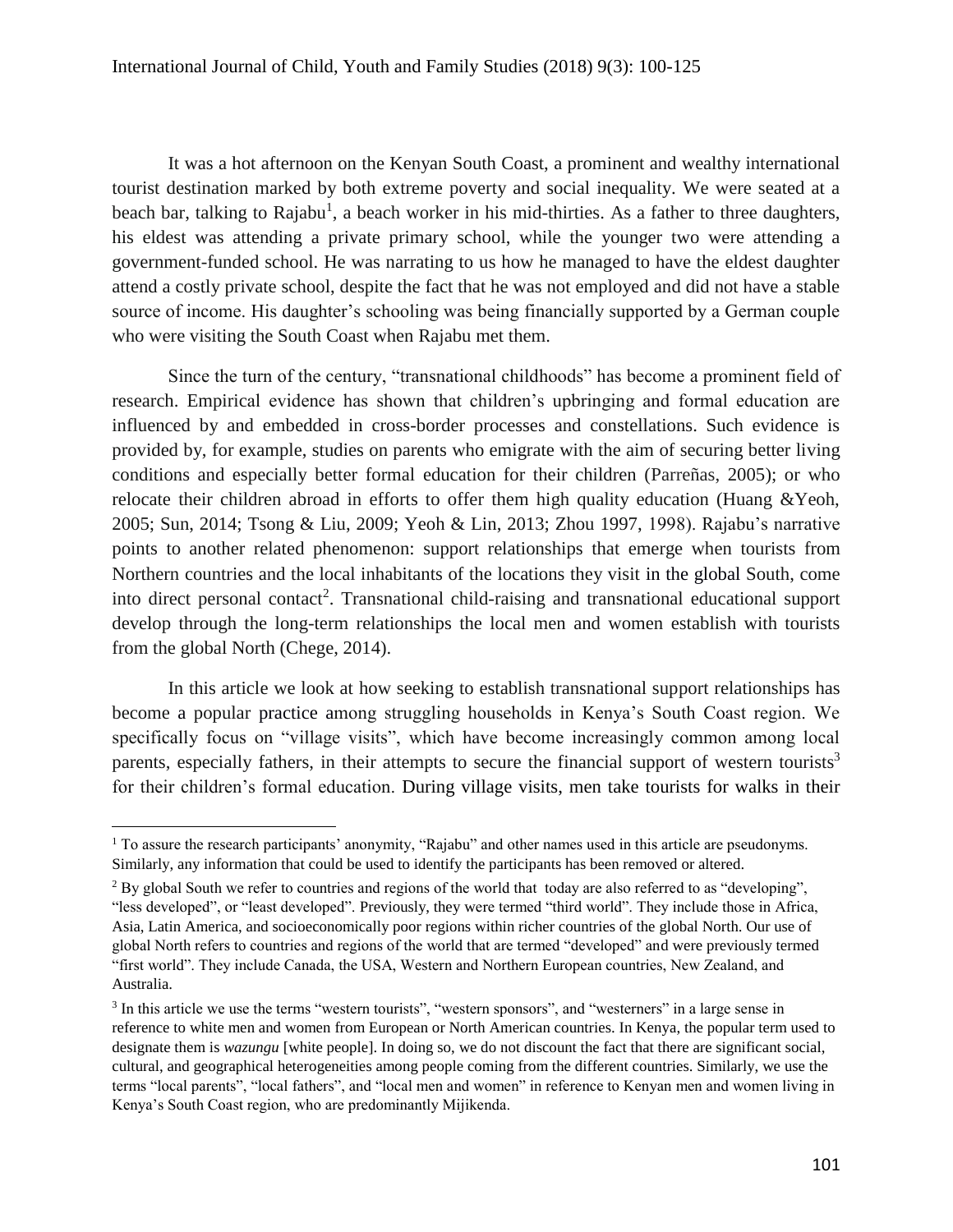It was a hot afternoon on the Kenyan South Coast, a prominent and wealthy international tourist destination marked by both extreme poverty and social inequality. We were seated at a beach bar, talking to Rajabu[1], a beach worker in his mid-thirties. As a father to three daughters, his eldest was attending a private primary school, while the younger two were attending a government-funded school. He was narrating to us how he managed to have the eldest daughter attend a costly private school, despite the fact that he was not employed and did not have a stable source of income. His daughter's schooling was being financially supported by a German couple who were visiting the South Coast when Rajabu met them.

Since the turn of the century, "transnational childhoods" has become a prominent field of research. Empirical evidence has shown that children's upbringing and formal education are influenced by and embedded in cross-border processes and constellations. Such evidence is provided by, for example, studies on parents who emigrate with the aim of securing better living conditions and especially better formal education for their children (Parreñas, 2005); or who relocate their children abroad in efforts to offer them high quality education (Huang &Yeoh, 2005; Sun, 2014; Tsong & Liu, 2009; Yeoh & Lin, 2013; Zhou 1997, 1998). Rajabu's narrative points to another related phenomenon: support relationships that emerge when tourists from Northern countries and the local inhabitants of the locations they visit in the global South, come into direct personal contact[2]. Transnational child-raising and transnational educational support develop through the long-term relationships the local men and women establish with tourists from the global North (Chege, 2014).

In this article we look at how seeking to establish transnational support relationships has become a popular practice among struggling households in Kenya's South Coast region. We specifically focus on "village visits", which have become increasingly common among local parents, especially fathers, in their attempts to secure the financial support of western tourists[3] for their children's formal education. During village visits, men take tourists for walks in their

---

[1] To assure the research participants' anonymity, "Rajabu" and other names used in this article are pseudonyms. Similarly, any information that could be used to identify the participants has been removed or altered.

[2] By global South we refer to countries and regions of the world that today are also referred to as "developing", "less developed", or "least developed". Previously, they were termed "third world". They include those in Africa, Asia, Latin America, and socioeconomically poor regions within richer countries of the global North. Our use of global North refers to countries and regions of the world that are termed "developed" and were previously termed "first world". They include Canada, the USA, Western and Northern European countries, New Zealand, and Australia.

[3] In this article we use the terms "western tourists", "western sponsors", and "westerners" in a large sense in reference to white men and women from European or North American countries. In Kenya, the popular term used to designate them is *wazungu* [white people]. In doing so, we do not discount the fact that there are significant social, cultural, and geographical heterogeneities among people coming from the different countries. Similarly, we use the terms "local parents", "local fathers", and "local men and women" in reference to Kenyan men and women living in Kenya's South Coast region, who are predominantly Mijikenda.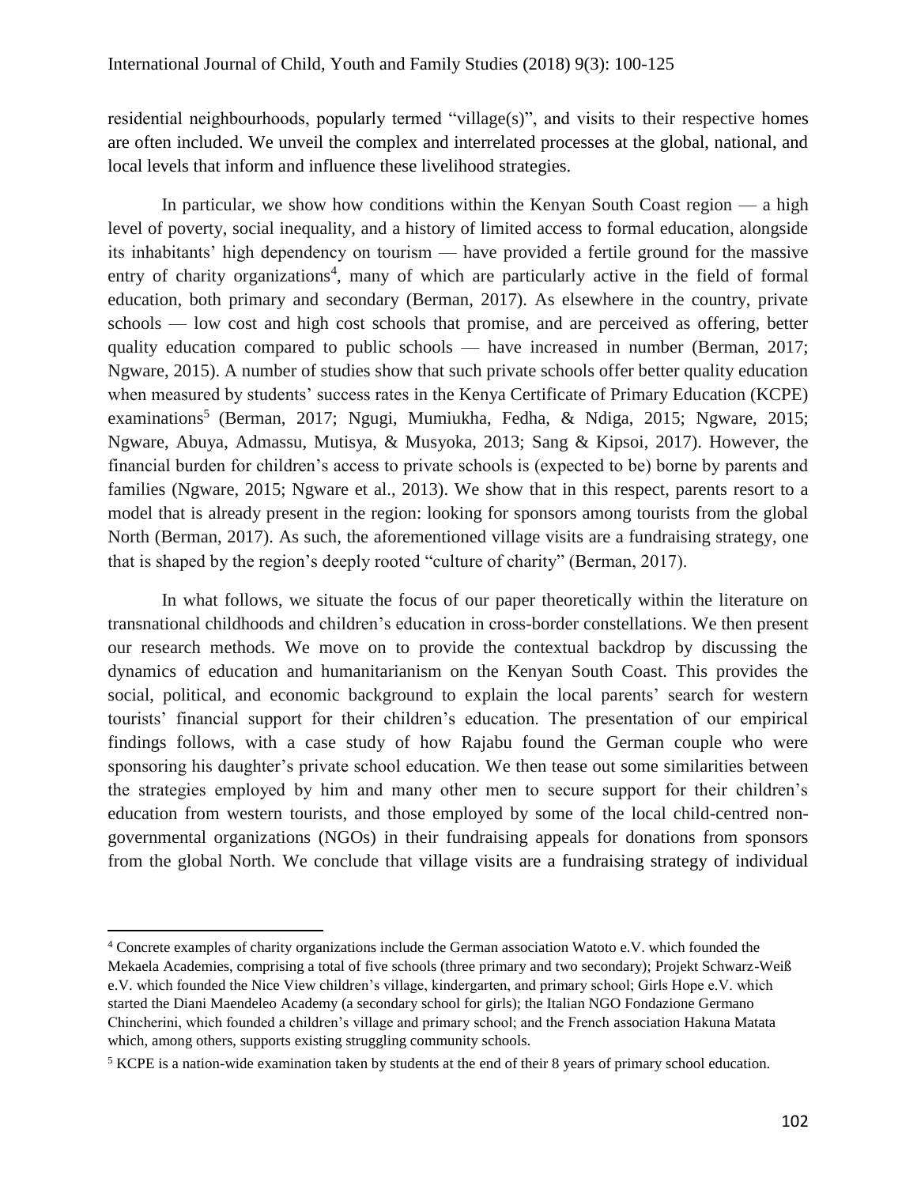residential neighbourhoods, popularly termed "village(s)", and visits to their respective homes are often included. We unveil the complex and interrelated processes at the global, national, and local levels that inform and influence these livelihood strategies.

In particular, we show how conditions within the Kenyan South Coast region — a high level of poverty, social inequality, and a history of limited access to formal education, alongside its inhabitants' high dependency on tourism — have provided a fertile ground for the massive entry of charity organizations[4], many of which are particularly active in the field of formal education, both primary and secondary (Berman, 2017). As elsewhere in the country, private schools — low cost and high cost schools that promise, and are perceived as offering, better quality education compared to public schools — have increased in number (Berman, 2017; Ngware, 2015). A number of studies show that such private schools offer better quality education when measured by students' success rates in the Kenya Certificate of Primary Education (KCPE) examinations[5] (Berman, 2017; Ngugi, Mumiukha, Fedha, & Ndiga, 2015; Ngware, 2015; Ngware, Abuya, Admassu, Mutisya, & Musyoka, 2013; Sang & Kipsoi, 2017). However, the financial burden for children's access to private schools is (expected to be) borne by parents and families (Ngware, 2015; Ngware et al., 2013). We show that in this respect, parents resort to a model that is already present in the region: looking for sponsors among tourists from the global North (Berman, 2017). As such, the aforementioned village visits are a fundraising strategy, one that is shaped by the region's deeply rooted "culture of charity" (Berman, 2017).

In what follows, we situate the focus of our paper theoretically within the literature on transnational childhoods and children's education in cross-border constellations. We then present our research methods. We move on to provide the contextual backdrop by discussing the dynamics of education and humanitarianism on the Kenyan South Coast. This provides the social, political, and economic background to explain the local parents' search for western tourists' financial support for their children's education. The presentation of our empirical findings follows, with a case study of how Rajabu found the German couple who were sponsoring his daughter's private school education. We then tease out some similarities between the strategies employed by him and many other men to secure support for their children's education from western tourists, and those employed by some of the local child-centred non-governmental organizations (NGOs) in their fundraising appeals for donations from sponsors from the global North. We conclude that village visits are a fundraising strategy of individual

[4] Concrete examples of charity organizations include the German association Watoto e.V. which founded the Mekaela Academies, comprising a total of five schools (three primary and two secondary); Projekt Schwarz-Weiß e.V. which founded the Nice View children's village, kindergarten, and primary school; Girls Hope e.V. which started the Diani Maendeleo Academy (a secondary school for girls); the Italian NGO Fondazione Germano Chincherini, which founded a children's village and primary school; and the French association Hakuna Matata which, among others, supports existing struggling community schools.

[5] KCPE is a nation-wide examination taken by students at the end of their 8 years of primary school education.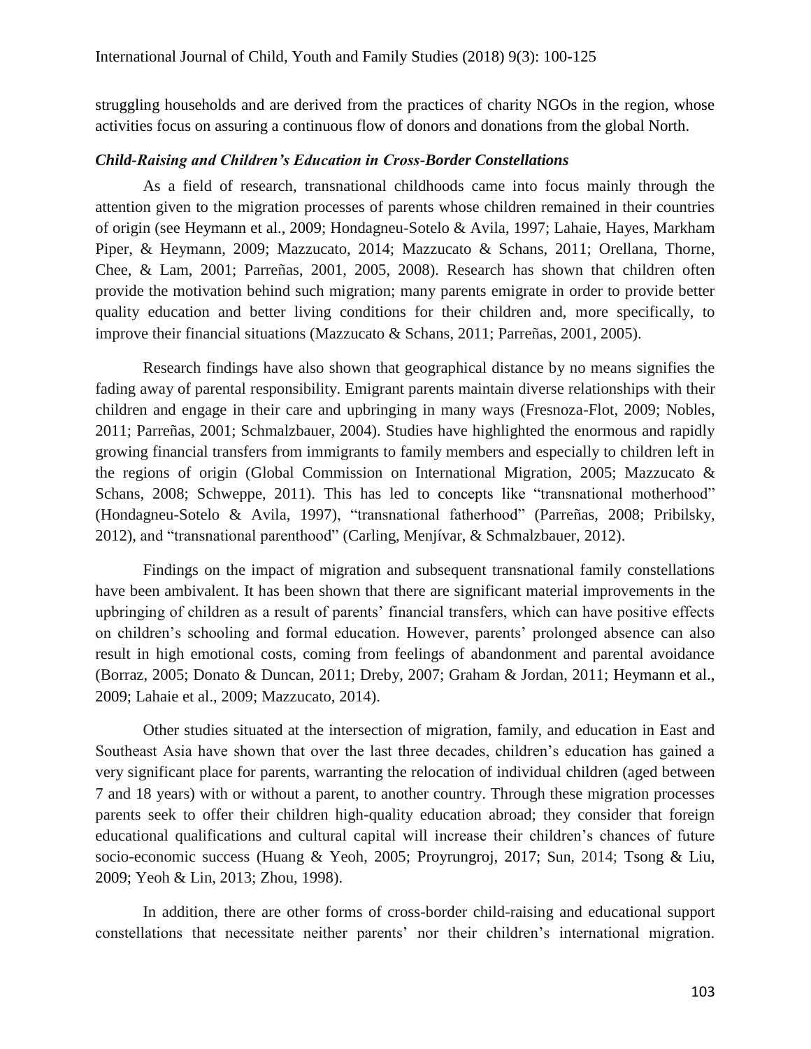struggling households and are derived from the practices of charity NGOs in the region, whose activities focus on assuring a continuous flow of donors and donations from the global North.

### *Child-Raising and Children's Education in Cross-Border Constellations*

As a field of research, transnational childhoods came into focus mainly through the attention given to the migration processes of parents whose children remained in their countries of origin (see Heymann et al., 2009; Hondagneu-Sotelo & Avila, 1997; Lahaie, Hayes, Markham Piper, & Heymann, 2009; Mazzucato, 2014; Mazzucato & Schans, 2011; Orellana, Thorne, Chee, & Lam, 2001; Parreñas, 2001, 2005, 2008). Research has shown that children often provide the motivation behind such migration; many parents emigrate in order to provide better quality education and better living conditions for their children and, more specifically, to improve their financial situations (Mazzucato & Schans, 2011; Parreñas, 2001, 2005).

Research findings have also shown that geographical distance by no means signifies the fading away of parental responsibility. Emigrant parents maintain diverse relationships with their children and engage in their care and upbringing in many ways (Fresnoza-Flot, 2009; Nobles, 2011; Parreñas, 2001; Schmalzbauer, 2004). Studies have highlighted the enormous and rapidly growing financial transfers from immigrants to family members and especially to children left in the regions of origin (Global Commission on International Migration, 2005; Mazzucato & Schans, 2008; Schweppe, 2011). This has led to concepts like "transnational motherhood" (Hondagneu-Sotelo & Avila, 1997), "transnational fatherhood" (Parreñas, 2008; Pribilsky, 2012), and "transnational parenthood" (Carling, Menjívar, & Schmalzbauer, 2012).

Findings on the impact of migration and subsequent transnational family constellations have been ambivalent. It has been shown that there are significant material improvements in the upbringing of children as a result of parents' financial transfers, which can have positive effects on children's schooling and formal education. However, parents' prolonged absence can also result in high emotional costs, coming from feelings of abandonment and parental avoidance (Borraz, 2005; Donato & Duncan, 2011; Dreby, 2007; Graham & Jordan, 2011; Heymann et al., 2009; Lahaie et al., 2009; Mazzucato, 2014).

Other studies situated at the intersection of migration, family, and education in East and Southeast Asia have shown that over the last three decades, children's education has gained a very significant place for parents, warranting the relocation of individual children (aged between 7 and 18 years) with or without a parent, to another country. Through these migration processes parents seek to offer their children high-quality education abroad; they consider that foreign educational qualifications and cultural capital will increase their children's chances of future socio-economic success (Huang & Yeoh, 2005; Proyrungroj, 2017; Sun, 2014; Tsong & Liu, 2009; Yeoh & Lin, 2013; Zhou, 1998).

In addition, there are other forms of cross-border child-raising and educational support constellations that necessitate neither parents' nor their children's international migration.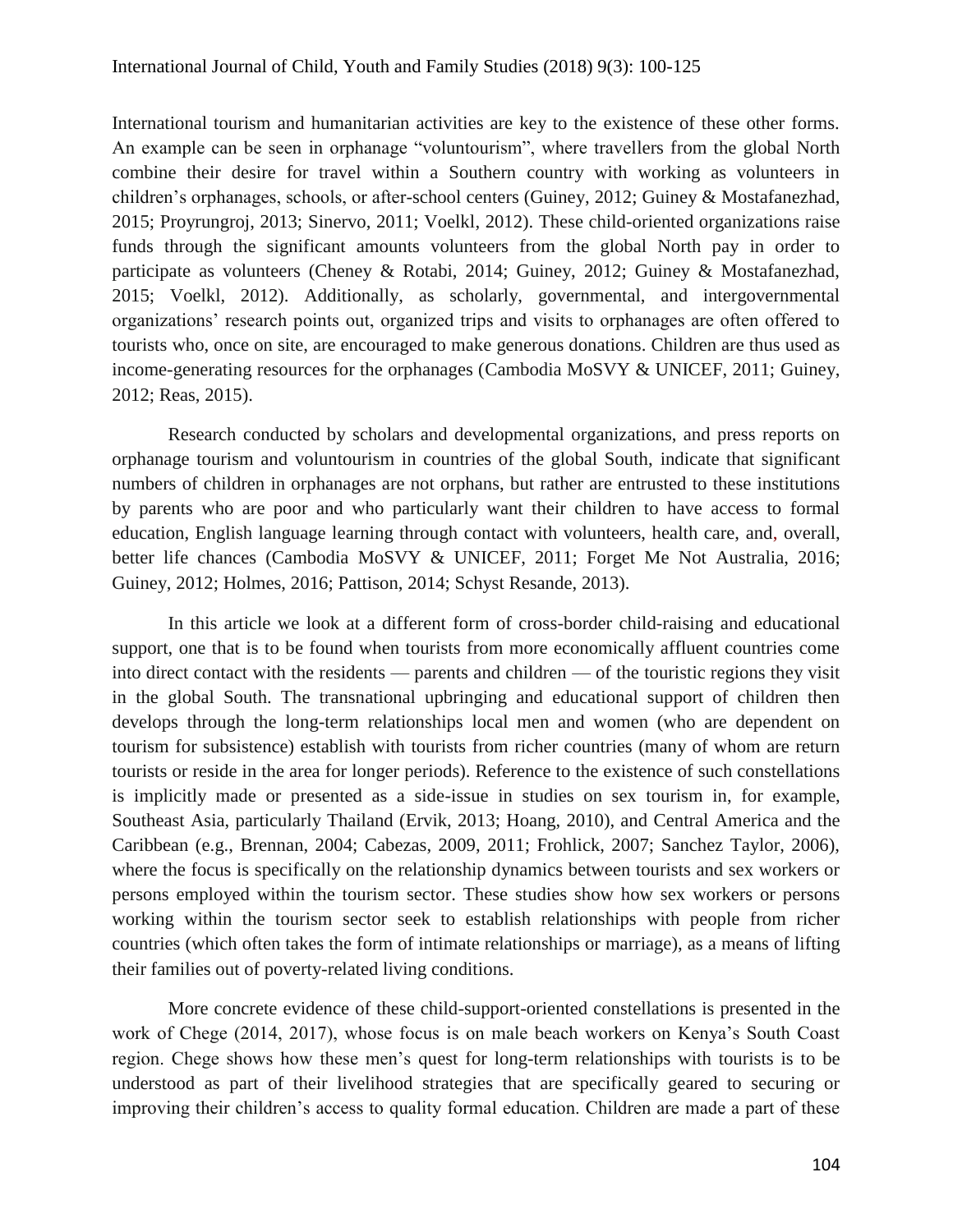International tourism and humanitarian activities are key to the existence of these other forms. An example can be seen in orphanage "voluntourism", where travellers from the global North combine their desire for travel within a Southern country with working as volunteers in children's orphanages, schools, or after-school centers (Guiney, 2012; Guiney & Mostafanezhad, 2015; Proyrungroj, 2013; Sinervo, 2011; Voelkl, 2012). These child-oriented organizations raise funds through the significant amounts volunteers from the global North pay in order to participate as volunteers (Cheney & Rotabi, 2014; Guiney, 2012; Guiney & Mostafanezhad, 2015; Voelkl, 2012). Additionally, as scholarly, governmental, and intergovernmental organizations' research points out, organized trips and visits to orphanages are often offered to tourists who, once on site, are encouraged to make generous donations. Children are thus used as income-generating resources for the orphanages (Cambodia MoSVY & UNICEF, 2011; Guiney, 2012; Reas, 2015).

Research conducted by scholars and developmental organizations, and press reports on orphanage tourism and voluntourism in countries of the global South, indicate that significant numbers of children in orphanages are not orphans, but rather are entrusted to these institutions by parents who are poor and who particularly want their children to have access to formal education, English language learning through contact with volunteers, health care, and, overall, better life chances (Cambodia MoSVY & UNICEF, 2011; Forget Me Not Australia, 2016; Guiney, 2012; Holmes, 2016; Pattison, 2014; Schyst Resande, 2013).

In this article we look at a different form of cross-border child-raising and educational support, one that is to be found when tourists from more economically affluent countries come into direct contact with the residents — parents and children — of the touristic regions they visit in the global South. The transnational upbringing and educational support of children then develops through the long-term relationships local men and women (who are dependent on tourism for subsistence) establish with tourists from richer countries (many of whom are return tourists or reside in the area for longer periods). Reference to the existence of such constellations is implicitly made or presented as a side-issue in studies on sex tourism in, for example, Southeast Asia, particularly Thailand (Ervik, 2013; Hoang, 2010), and Central America and the Caribbean (e.g., Brennan, 2004; Cabezas, 2009, 2011; Frohlick, 2007; Sanchez Taylor, 2006), where the focus is specifically on the relationship dynamics between tourists and sex workers or persons employed within the tourism sector. These studies show how sex workers or persons working within the tourism sector seek to establish relationships with people from richer countries (which often takes the form of intimate relationships or marriage), as a means of lifting their families out of poverty-related living conditions.

More concrete evidence of these child-support-oriented constellations is presented in the work of Chege (2014, 2017), whose focus is on male beach workers on Kenya's South Coast region. Chege shows how these men's quest for long-term relationships with tourists is to be understood as part of their livelihood strategies that are specifically geared to securing or improving their children's access to quality formal education. Children are made a part of these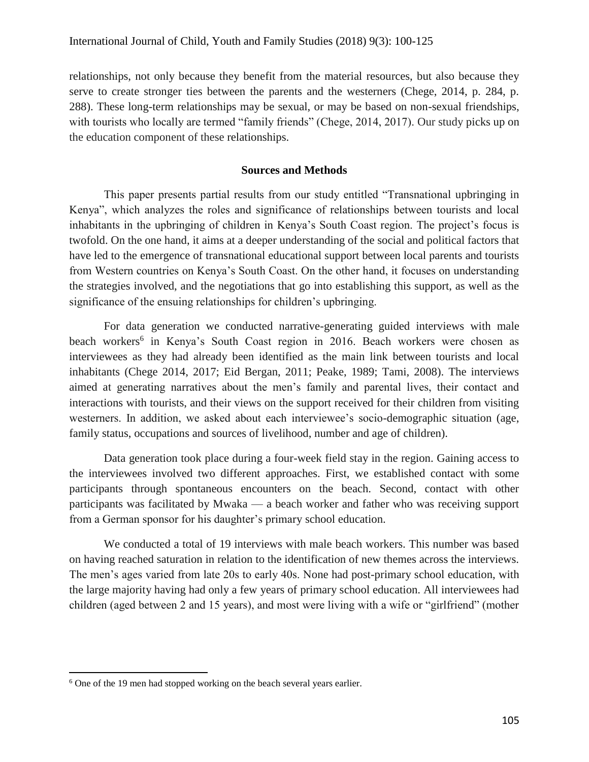relationships, not only because they benefit from the material resources, but also because they serve to create stronger ties between the parents and the westerners (Chege, 2014, p. 284, p. 288). These long-term relationships may be sexual, or may be based on non-sexual friendships, with tourists who locally are termed "family friends" (Chege, 2014, 2017). Our study picks up on the education component of these relationships.

## Sources and Methods

This paper presents partial results from our study entitled "Transnational upbringing in Kenya", which analyzes the roles and significance of relationships between tourists and local inhabitants in the upbringing of children in Kenya's South Coast region. The project's focus is twofold. On the one hand, it aims at a deeper understanding of the social and political factors that have led to the emergence of transnational educational support between local parents and tourists from Western countries on Kenya's South Coast. On the other hand, it focuses on understanding the strategies involved, and the negotiations that go into establishing this support, as well as the significance of the ensuing relationships for children's upbringing.

For data generation we conducted narrative-generating guided interviews with male beach workers[6] in Kenya's South Coast region in 2016. Beach workers were chosen as interviewees as they had already been identified as the main link between tourists and local inhabitants (Chege 2014, 2017; Eid Bergan, 2011; Peake, 1989; Tami, 2008). The interviews aimed at generating narratives about the men's family and parental lives, their contact and interactions with tourists, and their views on the support received for their children from visiting westerners. In addition, we asked about each interviewee's socio-demographic situation (age, family status, occupations and sources of livelihood, number and age of children).

Data generation took place during a four-week field stay in the region. Gaining access to the interviewees involved two different approaches. First, we established contact with some participants through spontaneous encounters on the beach. Second, contact with other participants was facilitated by Mwaka — a beach worker and father who was receiving support from a German sponsor for his daughter's primary school education.

We conducted a total of 19 interviews with male beach workers. This number was based on having reached saturation in relation to the identification of new themes across the interviews. The men's ages varied from late 20s to early 40s. None had post-primary school education, with the large majority having had only a few years of primary school education. All interviewees had children (aged between 2 and 15 years), and most were living with a wife or "girlfriend" (mother

---

[6] One of the 19 men had stopped working on the beach several years earlier.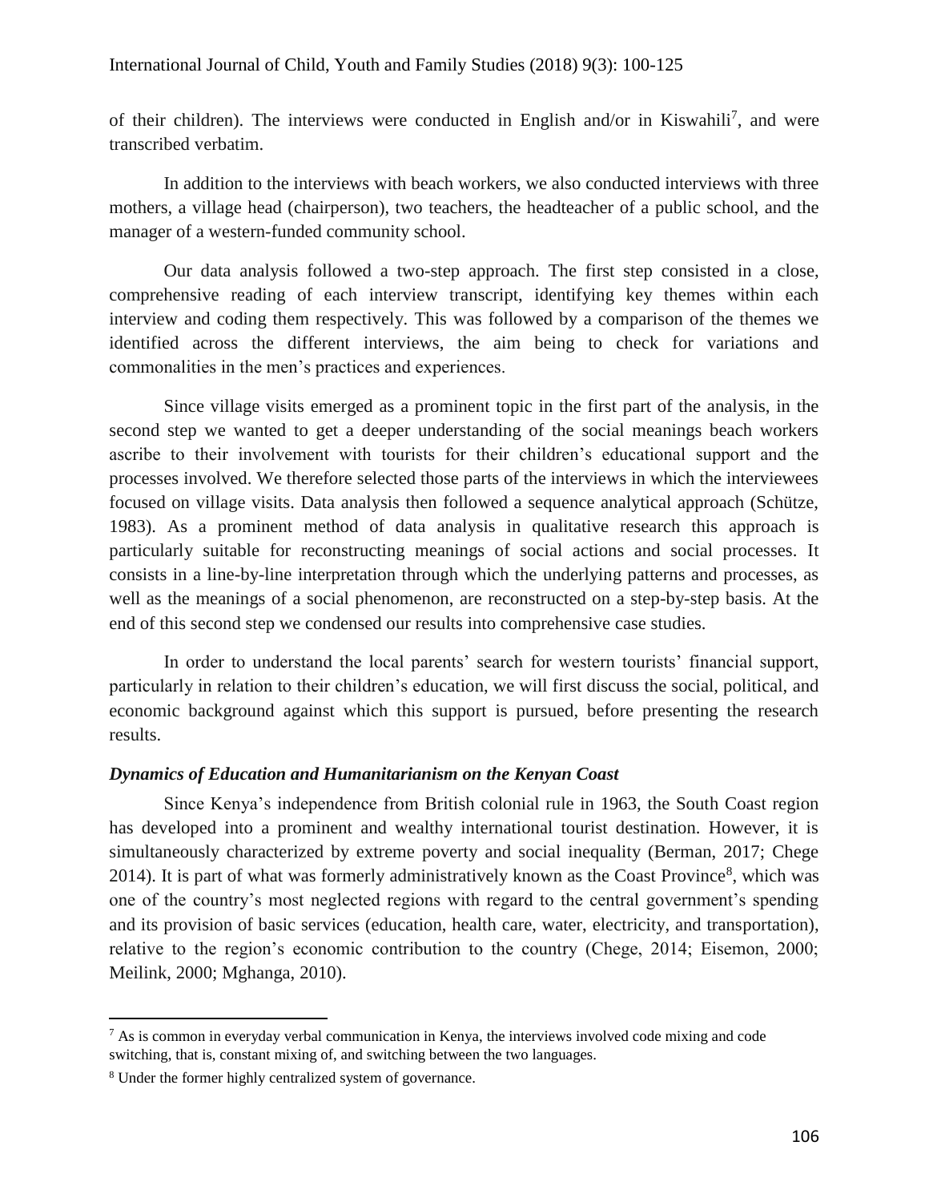of their children). The interviews were conducted in English and/or in Kiswahili[7], and were transcribed verbatim.

In addition to the interviews with beach workers, we also conducted interviews with three mothers, a village head (chairperson), two teachers, the headteacher of a public school, and the manager of a western-funded community school.

Our data analysis followed a two-step approach. The first step consisted in a close, comprehensive reading of each interview transcript, identifying key themes within each interview and coding them respectively. This was followed by a comparison of the themes we identified across the different interviews, the aim being to check for variations and commonalities in the men's practices and experiences.

Since village visits emerged as a prominent topic in the first part of the analysis, in the second step we wanted to get a deeper understanding of the social meanings beach workers ascribe to their involvement with tourists for their children's educational support and the processes involved. We therefore selected those parts of the interviews in which the interviewees focused on village visits. Data analysis then followed a sequence analytical approach (Schütze, 1983). As a prominent method of data analysis in qualitative research this approach is particularly suitable for reconstructing meanings of social actions and social processes. It consists in a line-by-line interpretation through which the underlying patterns and processes, as well as the meanings of a social phenomenon, are reconstructed on a step-by-step basis. At the end of this second step we condensed our results into comprehensive case studies.

In order to understand the local parents' search for western tourists' financial support, particularly in relation to their children's education, we will first discuss the social, political, and economic background against which this support is pursued, before presenting the research results.

### *Dynamics of Education and Humanitarianism on the Kenyan Coast*

Since Kenya's independence from British colonial rule in 1963, the South Coast region has developed into a prominent and wealthy international tourist destination. However, it is simultaneously characterized by extreme poverty and social inequality (Berman, 2017; Chege 2014). It is part of what was formerly administratively known as the Coast Province[8], which was one of the country's most neglected regions with regard to the central government's spending and its provision of basic services (education, health care, water, electricity, and transportation), relative to the region's economic contribution to the country (Chege, 2014; Eisemon, 2000; Meilink, 2000; Mghanga, 2010).

---

[7] As is common in everyday verbal communication in Kenya, the interviews involved code mixing and code switching, that is, constant mixing of, and switching between the two languages.

[8] Under the former highly centralized system of governance.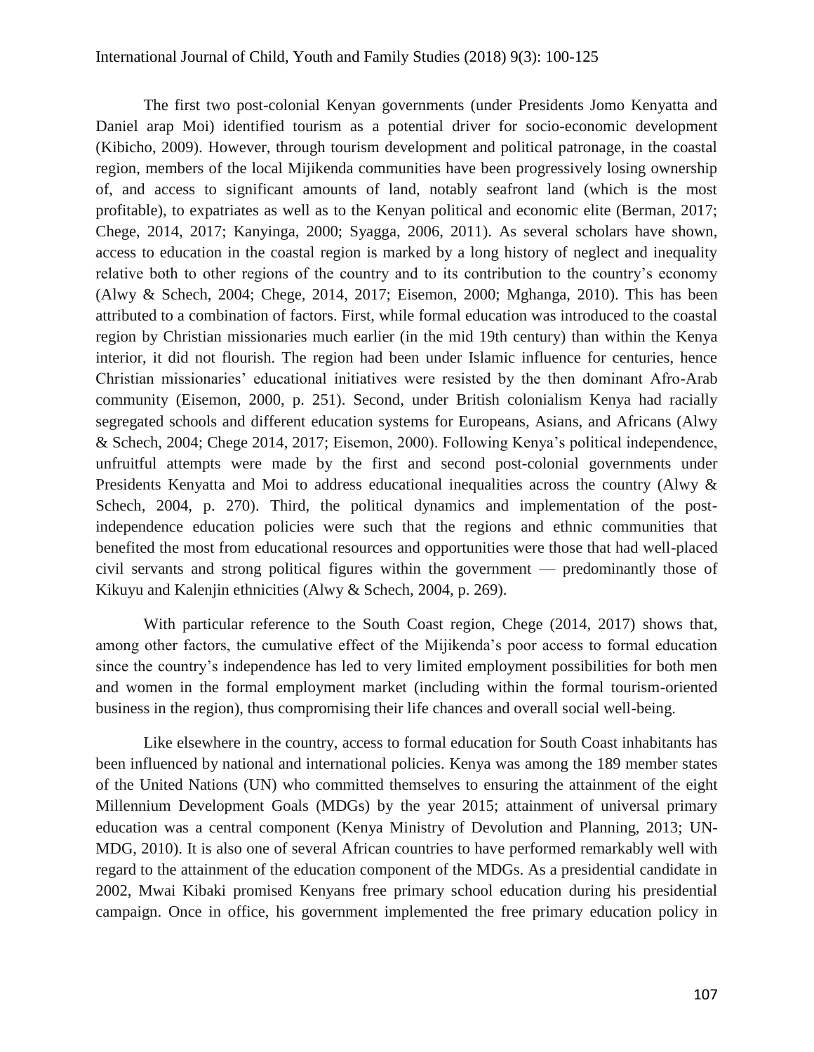The first two post-colonial Kenyan governments (under Presidents Jomo Kenyatta and Daniel arap Moi) identified tourism as a potential driver for socio-economic development (Kibicho, 2009). However, through tourism development and political patronage, in the coastal region, members of the local Mijikenda communities have been progressively losing ownership of, and access to significant amounts of land, notably seafront land (which is the most profitable), to expatriates as well as to the Kenyan political and economic elite (Berman, 2017; Chege, 2014, 2017; Kanyinga, 2000; Syagga, 2006, 2011). As several scholars have shown, access to education in the coastal region is marked by a long history of neglect and inequality relative both to other regions of the country and to its contribution to the country's economy (Alwy & Schech, 2004; Chege, 2014, 2017; Eisemon, 2000; Mghanga, 2010). This has been attributed to a combination of factors. First, while formal education was introduced to the coastal region by Christian missionaries much earlier (in the mid 19th century) than within the Kenya interior, it did not flourish. The region had been under Islamic influence for centuries, hence Christian missionaries' educational initiatives were resisted by the then dominant Afro-Arab community (Eisemon, 2000, p. 251). Second, under British colonialism Kenya had racially segregated schools and different education systems for Europeans, Asians, and Africans (Alwy & Schech, 2004; Chege 2014, 2017; Eisemon, 2000). Following Kenya's political independence, unfruitful attempts were made by the first and second post-colonial governments under Presidents Kenyatta and Moi to address educational inequalities across the country (Alwy & Schech, 2004, p. 270). Third, the political dynamics and implementation of the post-independence education policies were such that the regions and ethnic communities that benefited the most from educational resources and opportunities were those that had well-placed civil servants and strong political figures within the government — predominantly those of Kikuyu and Kalenjin ethnicities (Alwy & Schech, 2004, p. 269).

With particular reference to the South Coast region, Chege (2014, 2017) shows that, among other factors, the cumulative effect of the Mijikenda's poor access to formal education since the country's independence has led to very limited employment possibilities for both men and women in the formal employment market (including within the formal tourism-oriented business in the region), thus compromising their life chances and overall social well-being.

Like elsewhere in the country, access to formal education for South Coast inhabitants has been influenced by national and international policies. Kenya was among the 189 member states of the United Nations (UN) who committed themselves to ensuring the attainment of the eight Millennium Development Goals (MDGs) by the year 2015; attainment of universal primary education was a central component (Kenya Ministry of Devolution and Planning, 2013; UN-MDG, 2010). It is also one of several African countries to have performed remarkably well with regard to the attainment of the education component of the MDGs. As a presidential candidate in 2002, Mwai Kibaki promised Kenyans free primary school education during his presidential campaign. Once in office, his government implemented the free primary education policy in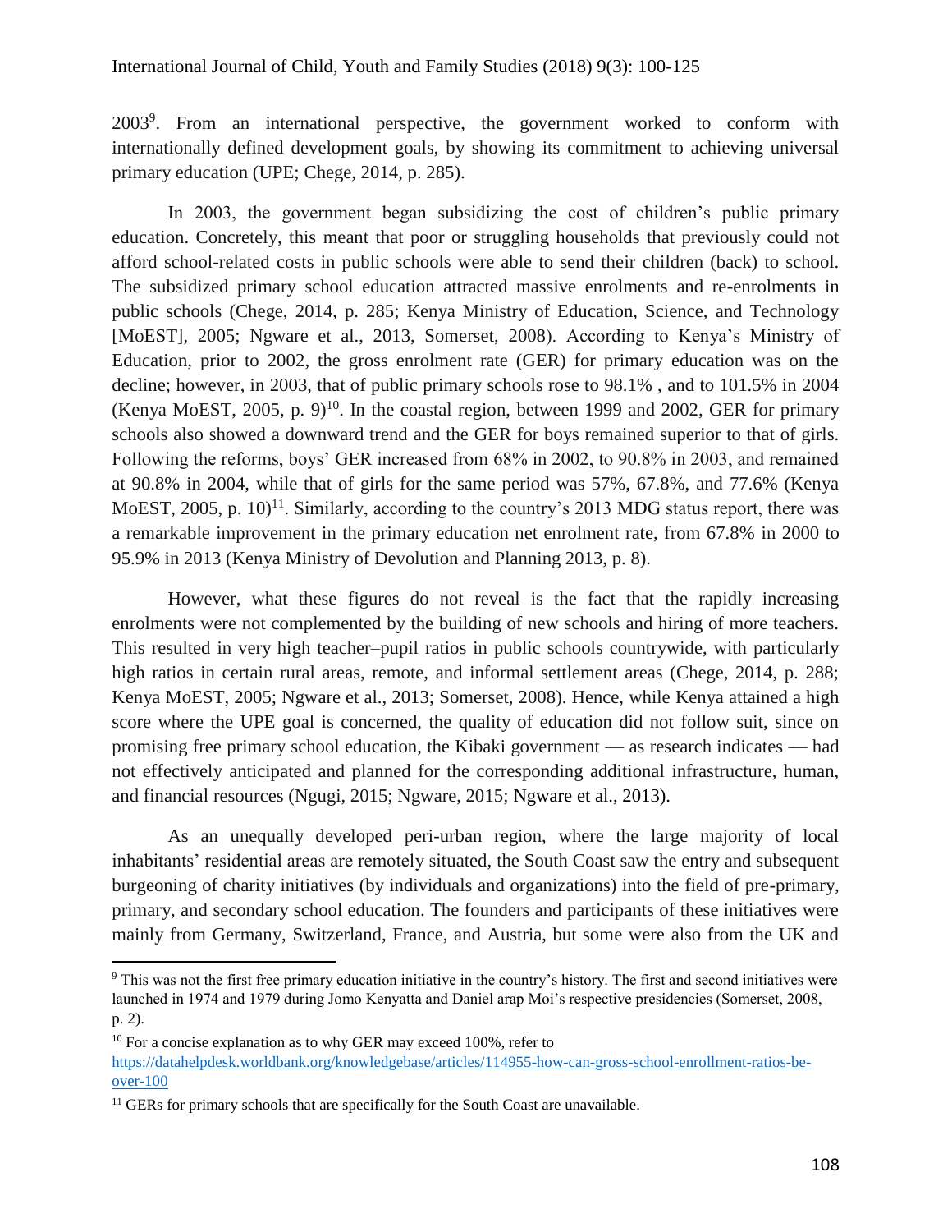2003[9]. From an international perspective, the government worked to conform with internationally defined development goals, by showing its commitment to achieving universal primary education (UPE; Chege, 2014, p. 285).

In 2003, the government began subsidizing the cost of children's public primary education. Concretely, this meant that poor or struggling households that previously could not afford school-related costs in public schools were able to send their children (back) to school. The subsidized primary school education attracted massive enrolments and re-enrolments in public schools (Chege, 2014, p. 285; Kenya Ministry of Education, Science, and Technology [MoEST], 2005; Ngware et al., 2013, Somerset, 2008). According to Kenya's Ministry of Education, prior to 2002, the gross enrolment rate (GER) for primary education was on the decline; however, in 2003, that of public primary schools rose to 98.1% , and to 101.5% in 2004 (Kenya MoEST, 2005, p. 9)[10]. In the coastal region, between 1999 and 2002, GER for primary schools also showed a downward trend and the GER for boys remained superior to that of girls. Following the reforms, boys' GER increased from 68% in 2002, to 90.8% in 2003, and remained at 90.8% in 2004, while that of girls for the same period was 57%, 67.8%, and 77.6% (Kenya MoEST, 2005, p. 10)[11]. Similarly, according to the country's 2013 MDG status report, there was a remarkable improvement in the primary education net enrolment rate, from 67.8% in 2000 to 95.9% in 2013 (Kenya Ministry of Devolution and Planning 2013, p. 8).

However, what these figures do not reveal is the fact that the rapidly increasing enrolments were not complemented by the building of new schools and hiring of more teachers. This resulted in very high teacher–pupil ratios in public schools countrywide, with particularly high ratios in certain rural areas, remote, and informal settlement areas (Chege, 2014, p. 288; Kenya MoEST, 2005; Ngware et al., 2013; Somerset, 2008). Hence, while Kenya attained a high score where the UPE goal is concerned, the quality of education did not follow suit, since on promising free primary school education, the Kibaki government — as research indicates — had not effectively anticipated and planned for the corresponding additional infrastructure, human, and financial resources (Ngugi, 2015; Ngware, 2015; Ngware et al., 2013).

As an unequally developed peri-urban region, where the large majority of local inhabitants' residential areas are remotely situated, the South Coast saw the entry and subsequent burgeoning of charity initiatives (by individuals and organizations) into the field of pre-primary, primary, and secondary school education. The founders and participants of these initiatives were mainly from Germany, Switzerland, France, and Austria, but some were also from the UK and

---

[9] This was not the first free primary education initiative in the country's history. The first and second initiatives were launched in 1974 and 1979 during Jomo Kenyatta and Daniel arap Moi's respective presidencies (Somerset, 2008, p. 2).

[10] For a concise explanation as to why GER may exceed 100%, refer to https://datahelpdesk.worldbank.org/knowledgebase/articles/114955-how-can-gross-school-enrollment-ratios-be-over-100

[11] GERs for primary schools that are specifically for the South Coast are unavailable.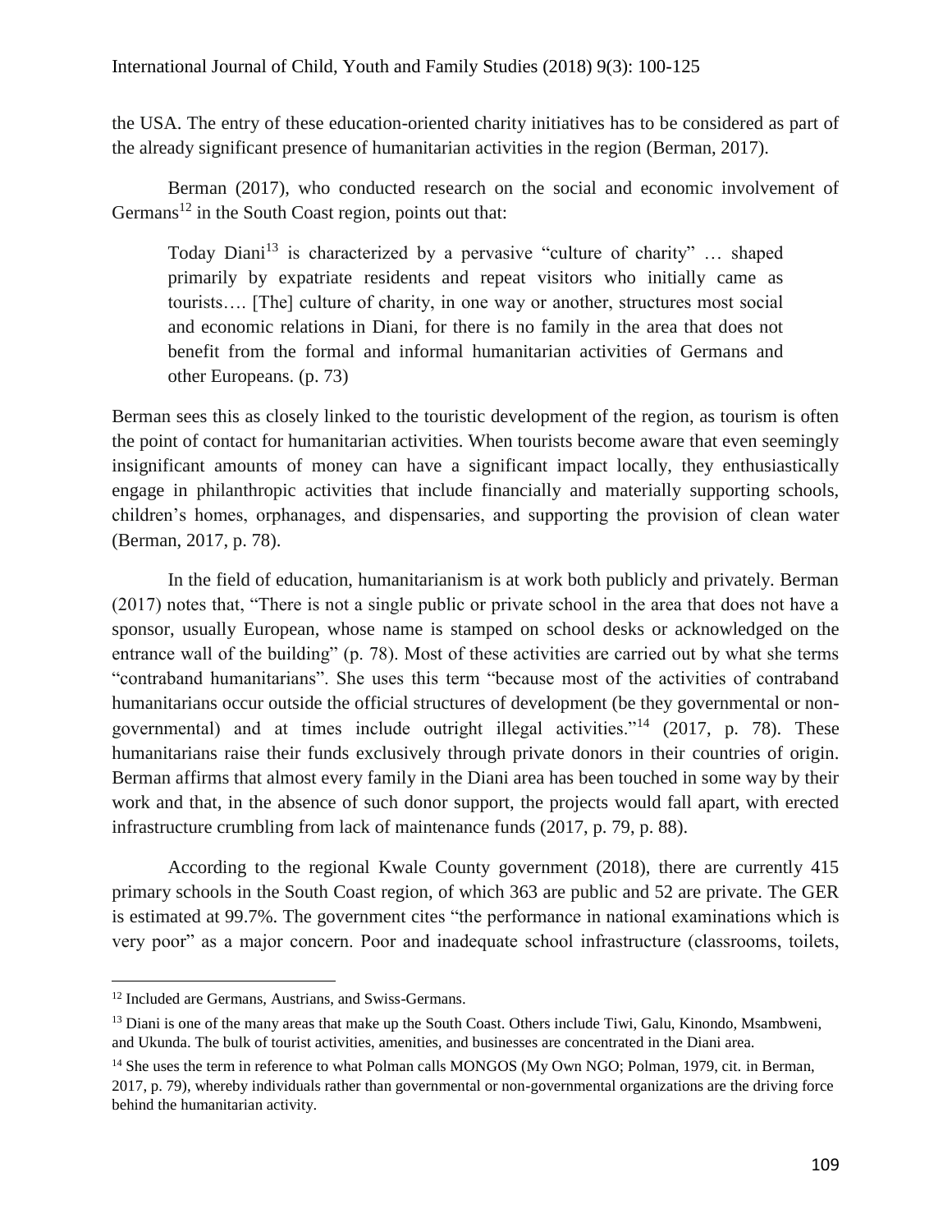the USA. The entry of these education-oriented charity initiatives has to be considered as part of the already significant presence of humanitarian activities in the region (Berman, 2017).

Berman (2017), who conducted research on the social and economic involvement of Germans[12] in the South Coast region, points out that:

> Today Diani[13] is characterized by a pervasive "culture of charity" … shaped primarily by expatriate residents and repeat visitors who initially came as tourists…. [The] culture of charity, in one way or another, structures most social and economic relations in Diani, for there is no family in the area that does not benefit from the formal and informal humanitarian activities of Germans and other Europeans. (p. 73)

Berman sees this as closely linked to the touristic development of the region, as tourism is often the point of contact for humanitarian activities. When tourists become aware that even seemingly insignificant amounts of money can have a significant impact locally, they enthusiastically engage in philanthropic activities that include financially and materially supporting schools, children's homes, orphanages, and dispensaries, and supporting the provision of clean water (Berman, 2017, p. 78).

In the field of education, humanitarianism is at work both publicly and privately. Berman (2017) notes that, "There is not a single public or private school in the area that does not have a sponsor, usually European, whose name is stamped on school desks or acknowledged on the entrance wall of the building" (p. 78). Most of these activities are carried out by what she terms "contraband humanitarians". She uses this term "because most of the activities of contraband humanitarians occur outside the official structures of development (be they governmental or non-governmental) and at times include outright illegal activities."[14] (2017, p. 78). These humanitarians raise their funds exclusively through private donors in their countries of origin. Berman affirms that almost every family in the Diani area has been touched in some way by their work and that, in the absence of such donor support, the projects would fall apart, with erected infrastructure crumbling from lack of maintenance funds (2017, p. 79, p. 88).

According to the regional Kwale County government (2018), there are currently 415 primary schools in the South Coast region, of which 363 are public and 52 are private. The GER is estimated at 99.7%. The government cites "the performance in national examinations which is very poor" as a major concern. Poor and inadequate school infrastructure (classrooms, toilets,

---

[12] Included are Germans, Austrians, and Swiss-Germans.

[13] Diani is one of the many areas that make up the South Coast. Others include Tiwi, Galu, Kinondo, Msambweni, and Ukunda. The bulk of tourist activities, amenities, and businesses are concentrated in the Diani area.

[14] She uses the term in reference to what Polman calls MONGOS (My Own NGO; Polman, 1979, cit. in Berman, 2017, p. 79), whereby individuals rather than governmental or non-governmental organizations are the driving force behind the humanitarian activity.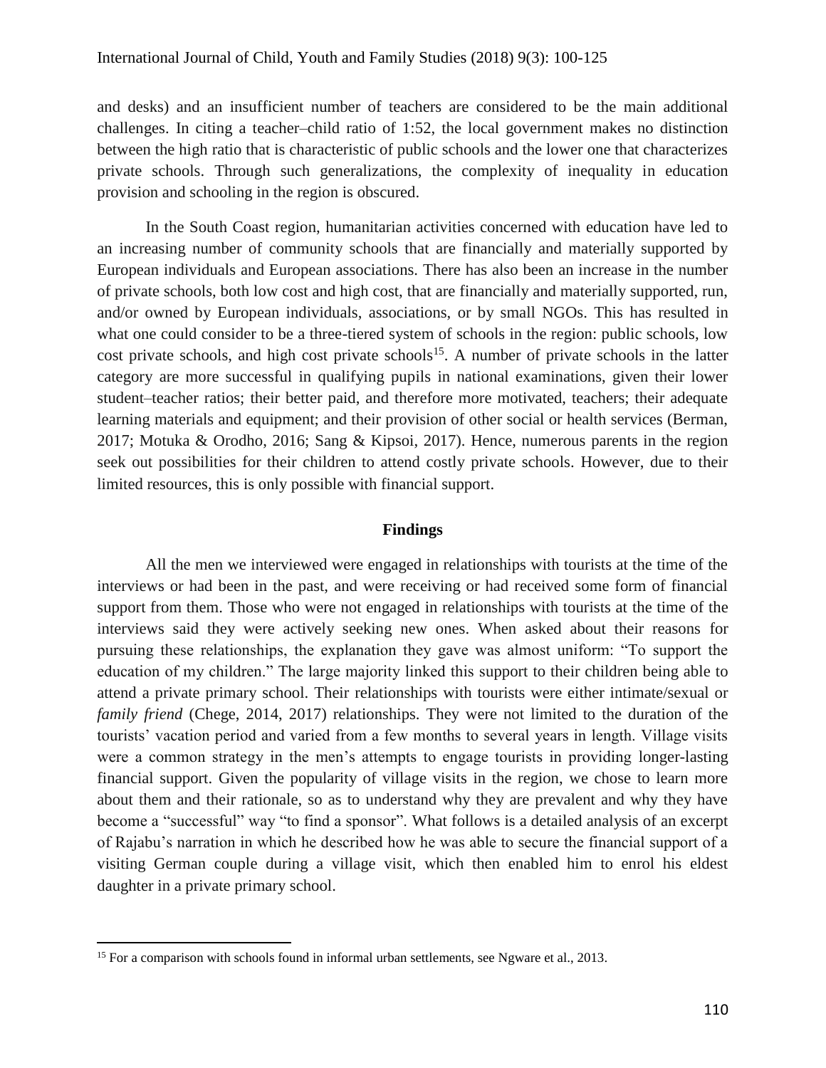and desks) and an insufficient number of teachers are considered to be the main additional challenges. In citing a teacher–child ratio of 1:52, the local government makes no distinction between the high ratio that is characteristic of public schools and the lower one that characterizes private schools. Through such generalizations, the complexity of inequality in education provision and schooling in the region is obscured.

In the South Coast region, humanitarian activities concerned with education have led to an increasing number of community schools that are financially and materially supported by European individuals and European associations. There has also been an increase in the number of private schools, both low cost and high cost, that are financially and materially supported, run, and/or owned by European individuals, associations, or by small NGOs. This has resulted in what one could consider to be a three-tiered system of schools in the region: public schools, low cost private schools, and high cost private schools[15]. A number of private schools in the latter category are more successful in qualifying pupils in national examinations, given their lower student–teacher ratios; their better paid, and therefore more motivated, teachers; their adequate learning materials and equipment; and their provision of other social or health services (Berman, 2017; Motuka & Orodho, 2016; Sang & Kipsoi, 2017). Hence, numerous parents in the region seek out possibilities for their children to attend costly private schools. However, due to their limited resources, this is only possible with financial support.

## Findings

All the men we interviewed were engaged in relationships with tourists at the time of the interviews or had been in the past, and were receiving or had received some form of financial support from them. Those who were not engaged in relationships with tourists at the time of the interviews said they were actively seeking new ones. When asked about their reasons for pursuing these relationships, the explanation they gave was almost uniform: "To support the education of my children." The large majority linked this support to their children being able to attend a private primary school. Their relationships with tourists were either intimate/sexual or *family friend* (Chege, 2014, 2017) relationships. They were not limited to the duration of the tourists' vacation period and varied from a few months to several years in length. Village visits were a common strategy in the men's attempts to engage tourists in providing longer-lasting financial support. Given the popularity of village visits in the region, we chose to learn more about them and their rationale, so as to understand why they are prevalent and why they have become a "successful" way "to find a sponsor". What follows is a detailed analysis of an excerpt of Rajabu's narration in which he described how he was able to secure the financial support of a visiting German couple during a village visit, which then enabled him to enrol his eldest daughter in a private primary school.

[15] For a comparison with schools found in informal urban settlements, see Ngware et al., 2013.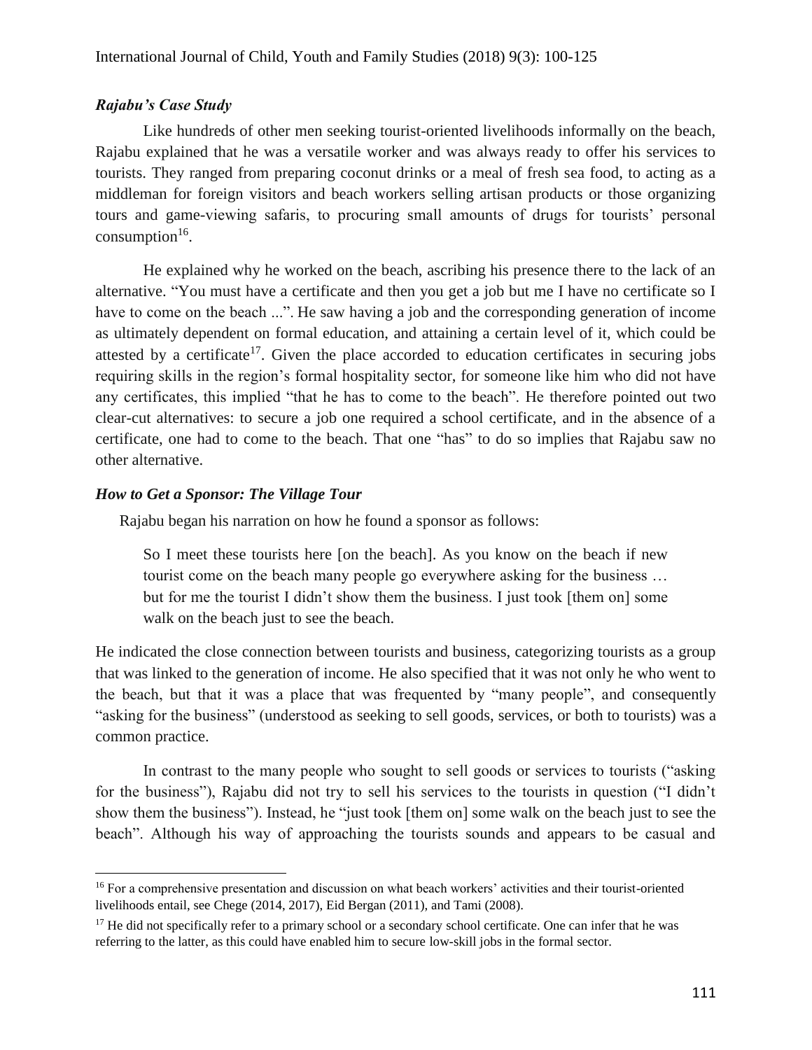### *Rajabu's Case Study*

Like hundreds of other men seeking tourist-oriented livelihoods informally on the beach, Rajabu explained that he was a versatile worker and was always ready to offer his services to tourists. They ranged from preparing coconut drinks or a meal of fresh sea food, to acting as a middleman for foreign visitors and beach workers selling artisan products or those organizing tours and game-viewing safaris, to procuring small amounts of drugs for tourists' personal consumption[16].

He explained why he worked on the beach, ascribing his presence there to the lack of an alternative. "You must have a certificate and then you get a job but me I have no certificate so I have to come on the beach ...". He saw having a job and the corresponding generation of income as ultimately dependent on formal education, and attaining a certain level of it, which could be attested by a certificate[17]. Given the place accorded to education certificates in securing jobs requiring skills in the region's formal hospitality sector, for someone like him who did not have any certificates, this implied "that he has to come to the beach". He therefore pointed out two clear-cut alternatives: to secure a job one required a school certificate, and in the absence of a certificate, one had to come to the beach. That one "has" to do so implies that Rajabu saw no other alternative.

### *How to Get a Sponsor: The Village Tour*

Rajabu began his narration on how he found a sponsor as follows:

> So I meet these tourists here [on the beach]. As you know on the beach if new tourist come on the beach many people go everywhere asking for the business … but for me the tourist I didn't show them the business. I just took [them on] some walk on the beach just to see the beach.

He indicated the close connection between tourists and business, categorizing tourists as a group that was linked to the generation of income. He also specified that it was not only he who went to the beach, but that it was a place that was frequented by "many people", and consequently "asking for the business" (understood as seeking to sell goods, services, or both to tourists) was a common practice.

In contrast to the many people who sought to sell goods or services to tourists ("asking for the business"), Rajabu did not try to sell his services to the tourists in question ("I didn't show them the business"). Instead, he "just took [them on] some walk on the beach just to see the beach". Although his way of approaching the tourists sounds and appears to be casual and

[16] For a comprehensive presentation and discussion on what beach workers' activities and their tourist-oriented livelihoods entail, see Chege (2014, 2017), Eid Bergan (2011), and Tami (2008).

[17] He did not specifically refer to a primary school or a secondary school certificate. One can infer that he was referring to the latter, as this could have enabled him to secure low-skill jobs in the formal sector.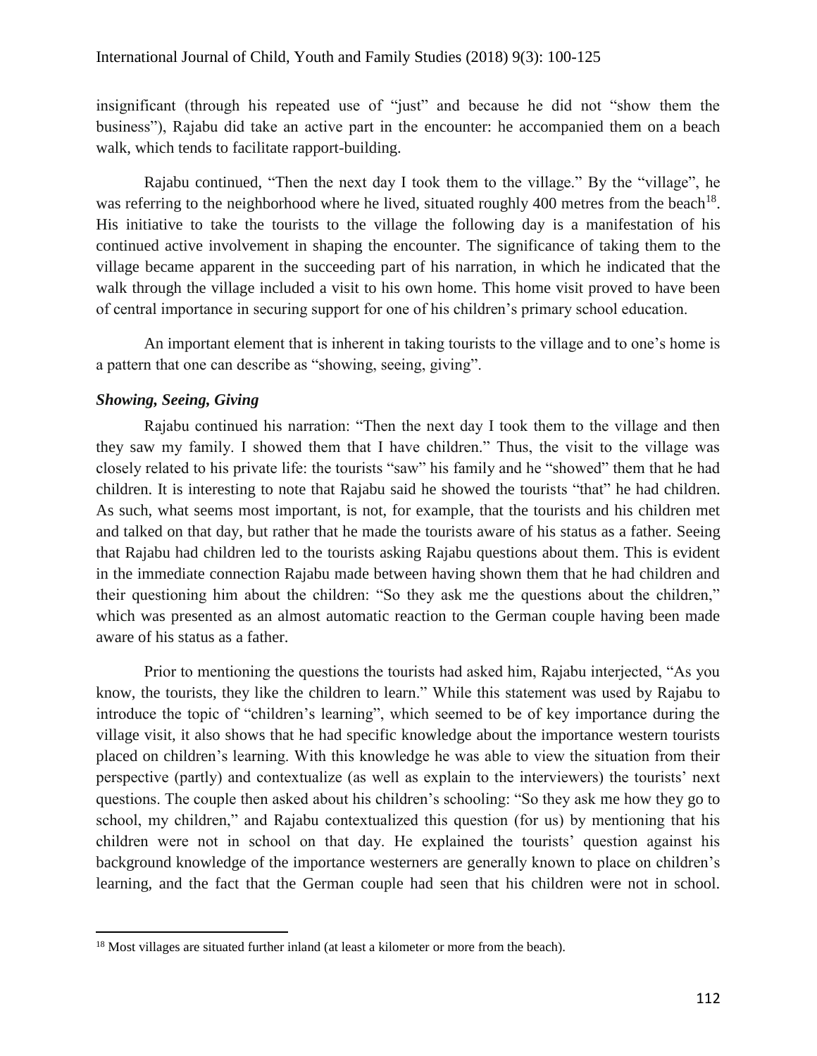insignificant (through his repeated use of "just" and because he did not "show them the business"), Rajabu did take an active part in the encounter: he accompanied them on a beach walk, which tends to facilitate rapport-building.

Rajabu continued, "Then the next day I took them to the village." By the "village", he was referring to the neighborhood where he lived, situated roughly 400 metres from the beach[18]. His initiative to take the tourists to the village the following day is a manifestation of his continued active involvement in shaping the encounter. The significance of taking them to the village became apparent in the succeeding part of his narration, in which he indicated that the walk through the village included a visit to his own home. This home visit proved to have been of central importance in securing support for one of his children's primary school education.

An important element that is inherent in taking tourists to the village and to one's home is a pattern that one can describe as "showing, seeing, giving".

### *Showing, Seeing, Giving*

Rajabu continued his narration: "Then the next day I took them to the village and then they saw my family. I showed them that I have children." Thus, the visit to the village was closely related to his private life: the tourists "saw" his family and he "showed" them that he had children. It is interesting to note that Rajabu said he showed the tourists "that" he had children. As such, what seems most important, is not, for example, that the tourists and his children met and talked on that day, but rather that he made the tourists aware of his status as a father. Seeing that Rajabu had children led to the tourists asking Rajabu questions about them. This is evident in the immediate connection Rajabu made between having shown them that he had children and their questioning him about the children: "So they ask me the questions about the children," which was presented as an almost automatic reaction to the German couple having been made aware of his status as a father.

Prior to mentioning the questions the tourists had asked him, Rajabu interjected, "As you know, the tourists, they like the children to learn." While this statement was used by Rajabu to introduce the topic of "children's learning", which seemed to be of key importance during the village visit, it also shows that he had specific knowledge about the importance western tourists placed on children's learning. With this knowledge he was able to view the situation from their perspective (partly) and contextualize (as well as explain to the interviewers) the tourists' next questions. The couple then asked about his children's schooling: "So they ask me how they go to school, my children," and Rajabu contextualized this question (for us) by mentioning that his children were not in school on that day. He explained the tourists' question against his background knowledge of the importance westerners are generally known to place on children's learning, and the fact that the German couple had seen that his children were not in school.

[18] Most villages are situated further inland (at least a kilometer or more from the beach).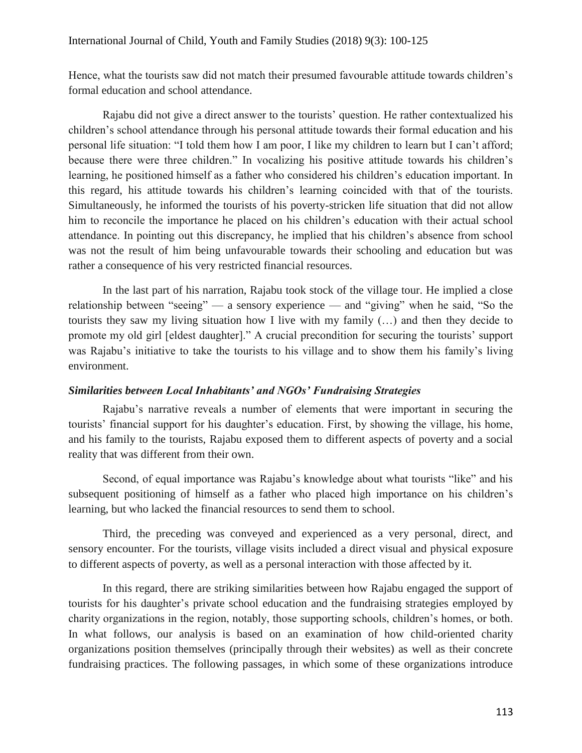Hence, what the tourists saw did not match their presumed favourable attitude towards children's formal education and school attendance.

Rajabu did not give a direct answer to the tourists' question. He rather contextualized his children's school attendance through his personal attitude towards their formal education and his personal life situation: "I told them how I am poor, I like my children to learn but I can't afford; because there were three children." In vocalizing his positive attitude towards his children's learning, he positioned himself as a father who considered his children's education important. In this regard, his attitude towards his children's learning coincided with that of the tourists. Simultaneously, he informed the tourists of his poverty-stricken life situation that did not allow him to reconcile the importance he placed on his children's education with their actual school attendance. In pointing out this discrepancy, he implied that his children's absence from school was not the result of him being unfavourable towards their schooling and education but was rather a consequence of his very restricted financial resources.

In the last part of his narration, Rajabu took stock of the village tour. He implied a close relationship between "seeing" — a sensory experience — and "giving" when he said, "So the tourists they saw my living situation how I live with my family (…) and then they decide to promote my old girl [eldest daughter]." A crucial precondition for securing the tourists' support was Rajabu's initiative to take the tourists to his village and to show them his family's living environment.

### *Similarities between Local Inhabitants' and NGOs' Fundraising Strategies*

Rajabu's narrative reveals a number of elements that were important in securing the tourists' financial support for his daughter's education. First, by showing the village, his home, and his family to the tourists, Rajabu exposed them to different aspects of poverty and a social reality that was different from their own.

Second, of equal importance was Rajabu's knowledge about what tourists "like" and his subsequent positioning of himself as a father who placed high importance on his children's learning, but who lacked the financial resources to send them to school.

Third, the preceding was conveyed and experienced as a very personal, direct, and sensory encounter. For the tourists, village visits included a direct visual and physical exposure to different aspects of poverty, as well as a personal interaction with those affected by it.

In this regard, there are striking similarities between how Rajabu engaged the support of tourists for his daughter's private school education and the fundraising strategies employed by charity organizations in the region, notably, those supporting schools, children's homes, or both. In what follows, our analysis is based on an examination of how child-oriented charity organizations position themselves (principally through their websites) as well as their concrete fundraising practices. The following passages, in which some of these organizations introduce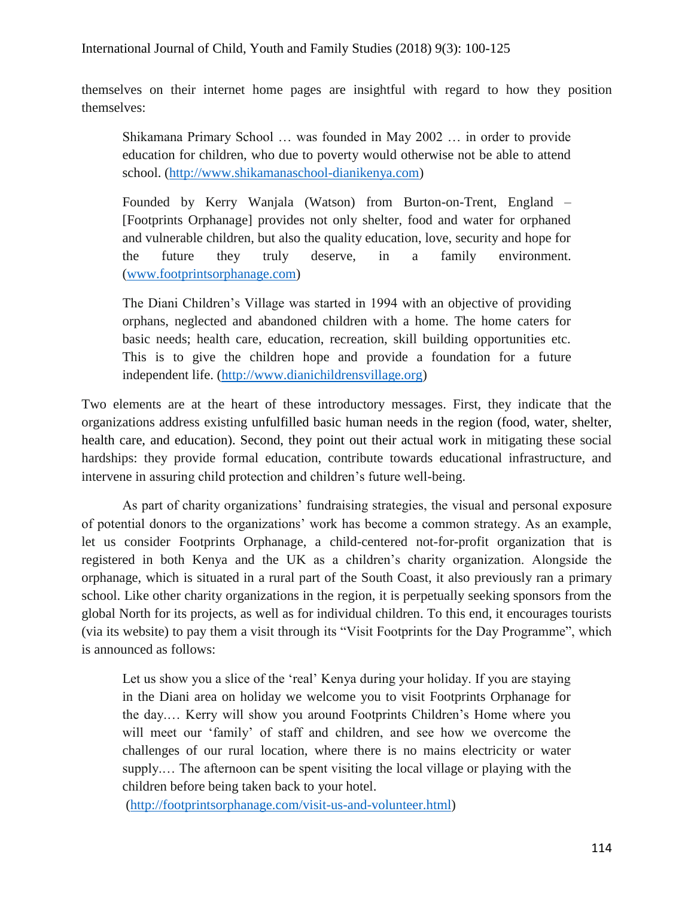themselves on their internet home pages are insightful with regard to how they position themselves:

> Shikamana Primary School … was founded in May 2002 … in order to provide education for children, who due to poverty would otherwise not be able to attend school. (http://www.shikamanaschool-dianikenya.com)

> Founded by Kerry Wanjala (Watson) from Burton-on-Trent, England – [Footprints Orphanage] provides not only shelter, food and water for orphaned and vulnerable children, but also the quality education, love, security and hope for the future they truly deserve, in a family environment. (www.footprintsorphanage.com)

> The Diani Children's Village was started in 1994 with an objective of providing orphans, neglected and abandoned children with a home. The home caters for basic needs; health care, education, recreation, skill building opportunities etc. This is to give the children hope and provide a foundation for a future independent life. (http://www.dianichildrensvillage.org)

Two elements are at the heart of these introductory messages. First, they indicate that the organizations address existing unfulfilled basic human needs in the region (food, water, shelter, health care, and education). Second, they point out their actual work in mitigating these social hardships: they provide formal education, contribute towards educational infrastructure, and intervene in assuring child protection and children's future well-being.

As part of charity organizations' fundraising strategies, the visual and personal exposure of potential donors to the organizations' work has become a common strategy. As an example, let us consider Footprints Orphanage, a child-centered not-for-profit organization that is registered in both Kenya and the UK as a children's charity organization. Alongside the orphanage, which is situated in a rural part of the South Coast, it also previously ran a primary school. Like other charity organizations in the region, it is perpetually seeking sponsors from the global North for its projects, as well as for individual children. To this end, it encourages tourists (via its website) to pay them a visit through its "Visit Footprints for the Day Programme", which is announced as follows:

> Let us show you a slice of the 'real' Kenya during your holiday. If you are staying in the Diani area on holiday we welcome you to visit Footprints Orphanage for the day.… Kerry will show you around Footprints Children's Home where you will meet our 'family' of staff and children, and see how we overcome the challenges of our rural location, where there is no mains electricity or water supply.… The afternoon can be spent visiting the local village or playing with the children before being taken back to your hotel.
> (http://footprintsorphanage.com/visit-us-and-volunteer.html)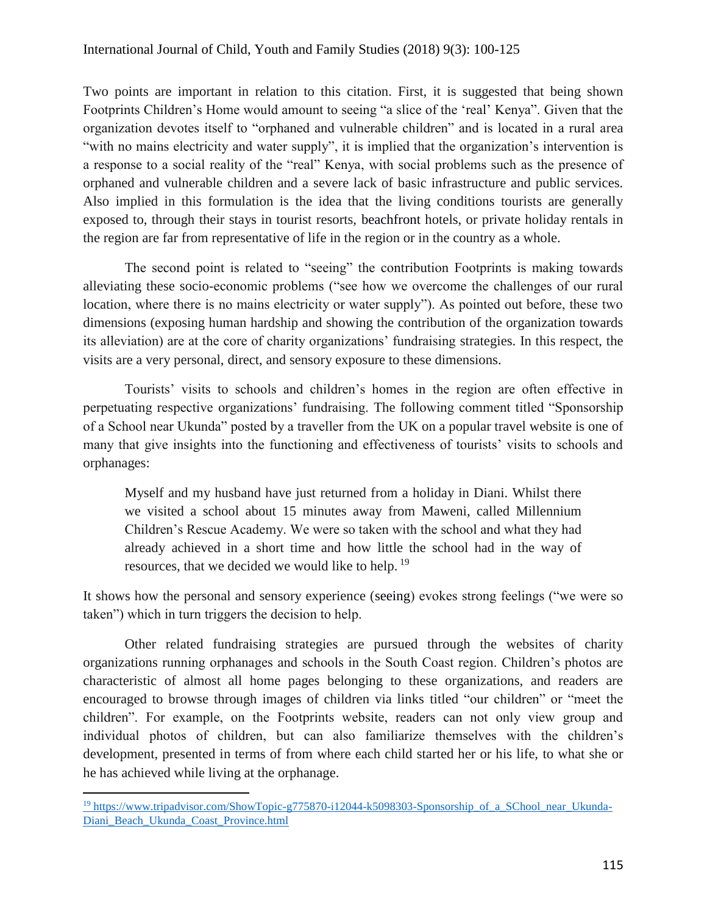Two points are important in relation to this citation. First, it is suggested that being shown Footprints Children's Home would amount to seeing "a slice of the 'real' Kenya". Given that the organization devotes itself to "orphaned and vulnerable children" and is located in a rural area "with no mains electricity and water supply", it is implied that the organization's intervention is a response to a social reality of the "real" Kenya, with social problems such as the presence of orphaned and vulnerable children and a severe lack of basic infrastructure and public services. Also implied in this formulation is the idea that the living conditions tourists are generally exposed to, through their stays in tourist resorts, beachfront hotels, or private holiday rentals in the region are far from representative of life in the region or in the country as a whole.

The second point is related to "seeing" the contribution Footprints is making towards alleviating these socio-economic problems ("see how we overcome the challenges of our rural location, where there is no mains electricity or water supply"). As pointed out before, these two dimensions (exposing human hardship and showing the contribution of the organization towards its alleviation) are at the core of charity organizations' fundraising strategies. In this respect, the visits are a very personal, direct, and sensory exposure to these dimensions.

Tourists' visits to schools and children's homes in the region are often effective in perpetuating respective organizations' fundraising. The following comment titled "Sponsorship of a School near Ukunda" posted by a traveller from the UK on a popular travel website is one of many that give insights into the functioning and effectiveness of tourists' visits to schools and orphanages:

> Myself and my husband have just returned from a holiday in Diani. Whilst there we visited a school about 15 minutes away from Maweni, called Millennium Children's Rescue Academy. We were so taken with the school and what they had already achieved in a short time and how little the school had in the way of resources, that we decided we would like to help. [19]

It shows how the personal and sensory experience (seeing) evokes strong feelings ("we were so taken") which in turn triggers the decision to help.

Other related fundraising strategies are pursued through the websites of charity organizations running orphanages and schools in the South Coast region. Children's photos are characteristic of almost all home pages belonging to these organizations, and readers are encouraged to browse through images of children via links titled "our children" or "meet the children". For example, on the Footprints website, readers can not only view group and individual photos of children, but can also familiarize themselves with the children's development, presented in terms of from where each child started her or his life, to what she or he has achieved while living at the orphanage.

---

[19] https://www.tripadvisor.com/ShowTopic-g775870-i12044-k5098303-Sponsorship_of_a_SChool_near_Ukunda-Diani_Beach_Ukunda_Coast_Province.html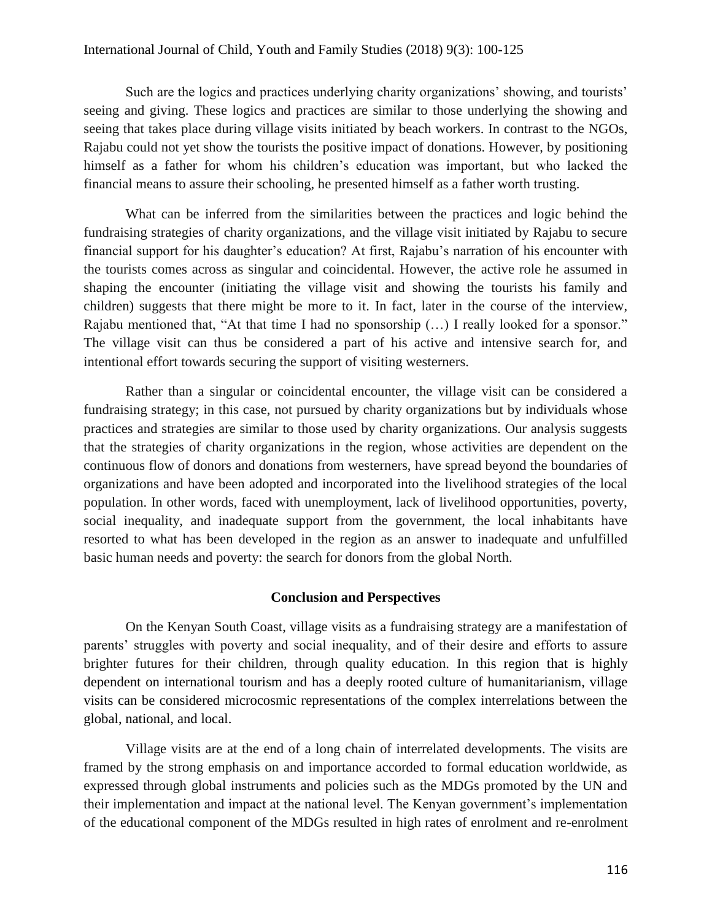Such are the logics and practices underlying charity organizations' showing, and tourists' seeing and giving. These logics and practices are similar to those underlying the showing and seeing that takes place during village visits initiated by beach workers. In contrast to the NGOs, Rajabu could not yet show the tourists the positive impact of donations. However, by positioning himself as a father for whom his children's education was important, but who lacked the financial means to assure their schooling, he presented himself as a father worth trusting.

What can be inferred from the similarities between the practices and logic behind the fundraising strategies of charity organizations, and the village visit initiated by Rajabu to secure financial support for his daughter's education? At first, Rajabu's narration of his encounter with the tourists comes across as singular and coincidental. However, the active role he assumed in shaping the encounter (initiating the village visit and showing the tourists his family and children) suggests that there might be more to it. In fact, later in the course of the interview, Rajabu mentioned that, "At that time I had no sponsorship (…) I really looked for a sponsor." The village visit can thus be considered a part of his active and intensive search for, and intentional effort towards securing the support of visiting westerners.

Rather than a singular or coincidental encounter, the village visit can be considered a fundraising strategy; in this case, not pursued by charity organizations but by individuals whose practices and strategies are similar to those used by charity organizations. Our analysis suggests that the strategies of charity organizations in the region, whose activities are dependent on the continuous flow of donors and donations from westerners, have spread beyond the boundaries of organizations and have been adopted and incorporated into the livelihood strategies of the local population. In other words, faced with unemployment, lack of livelihood opportunities, poverty, social inequality, and inadequate support from the government, the local inhabitants have resorted to what has been developed in the region as an answer to inadequate and unfulfilled basic human needs and poverty: the search for donors from the global North.

## Conclusion and Perspectives

On the Kenyan South Coast, village visits as a fundraising strategy are a manifestation of parents' struggles with poverty and social inequality, and of their desire and efforts to assure brighter futures for their children, through quality education. In this region that is highly dependent on international tourism and has a deeply rooted culture of humanitarianism, village visits can be considered microcosmic representations of the complex interrelations between the global, national, and local.

Village visits are at the end of a long chain of interrelated developments. The visits are framed by the strong emphasis on and importance accorded to formal education worldwide, as expressed through global instruments and policies such as the MDGs promoted by the UN and their implementation and impact at the national level. The Kenyan government's implementation of the educational component of the MDGs resulted in high rates of enrolment and re-enrolment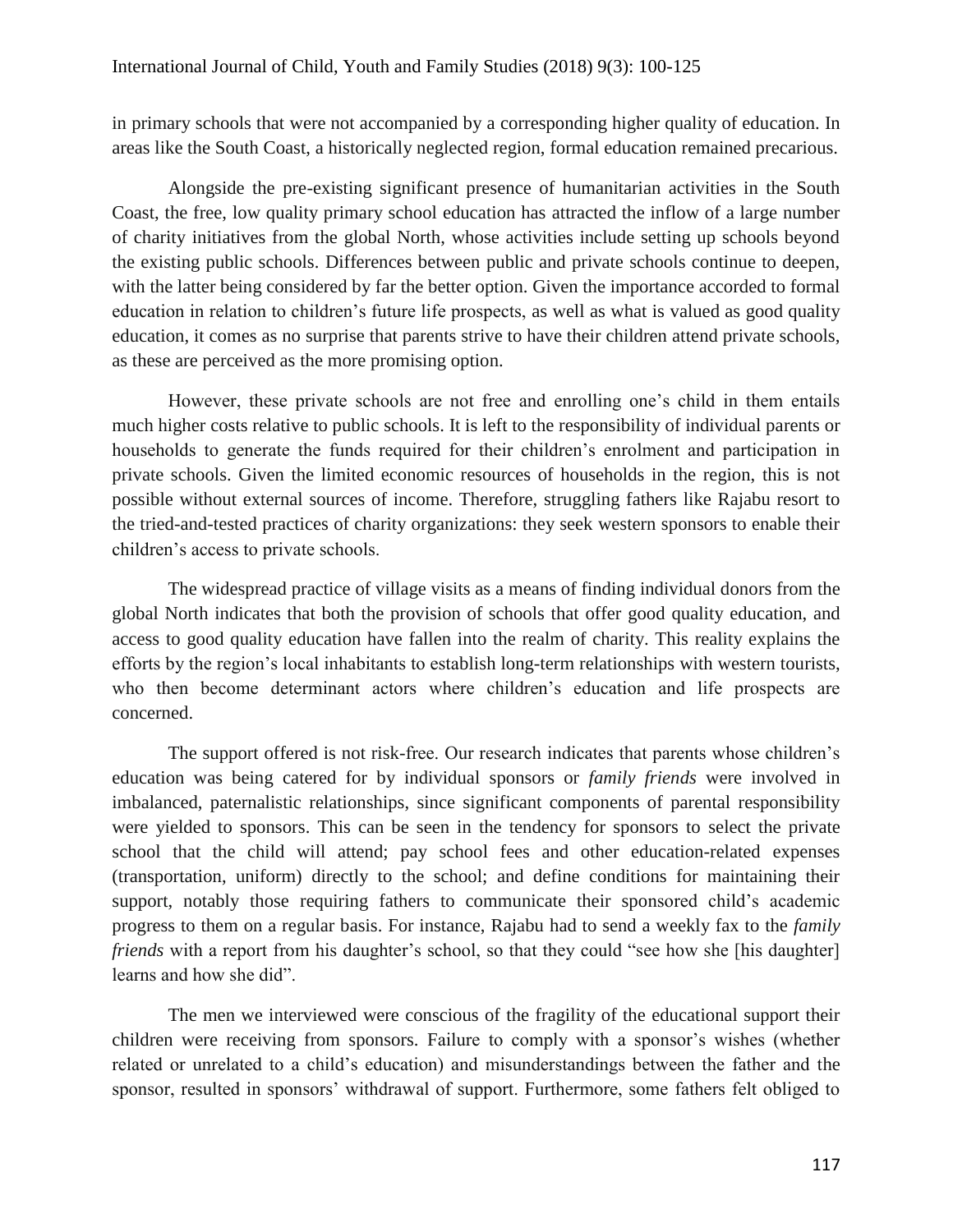in primary schools that were not accompanied by a corresponding higher quality of education. In areas like the South Coast, a historically neglected region, formal education remained precarious.

Alongside the pre-existing significant presence of humanitarian activities in the South Coast, the free, low quality primary school education has attracted the inflow of a large number of charity initiatives from the global North, whose activities include setting up schools beyond the existing public schools. Differences between public and private schools continue to deepen, with the latter being considered by far the better option. Given the importance accorded to formal education in relation to children's future life prospects, as well as what is valued as good quality education, it comes as no surprise that parents strive to have their children attend private schools, as these are perceived as the more promising option.

However, these private schools are not free and enrolling one's child in them entails much higher costs relative to public schools. It is left to the responsibility of individual parents or households to generate the funds required for their children's enrolment and participation in private schools. Given the limited economic resources of households in the region, this is not possible without external sources of income. Therefore, struggling fathers like Rajabu resort to the tried-and-tested practices of charity organizations: they seek western sponsors to enable their children's access to private schools.

The widespread practice of village visits as a means of finding individual donors from the global North indicates that both the provision of schools that offer good quality education, and access to good quality education have fallen into the realm of charity. This reality explains the efforts by the region's local inhabitants to establish long-term relationships with western tourists, who then become determinant actors where children's education and life prospects are concerned.

The support offered is not risk-free. Our research indicates that parents whose children's education was being catered for by individual sponsors or *family friends* were involved in imbalanced, paternalistic relationships, since significant components of parental responsibility were yielded to sponsors. This can be seen in the tendency for sponsors to select the private school that the child will attend; pay school fees and other education-related expenses (transportation, uniform) directly to the school; and define conditions for maintaining their support, notably those requiring fathers to communicate their sponsored child's academic progress to them on a regular basis. For instance, Rajabu had to send a weekly fax to the *family friends* with a report from his daughter's school, so that they could "see how she [his daughter] learns and how she did".

The men we interviewed were conscious of the fragility of the educational support their children were receiving from sponsors. Failure to comply with a sponsor's wishes (whether related or unrelated to a child's education) and misunderstandings between the father and the sponsor, resulted in sponsors' withdrawal of support. Furthermore, some fathers felt obliged to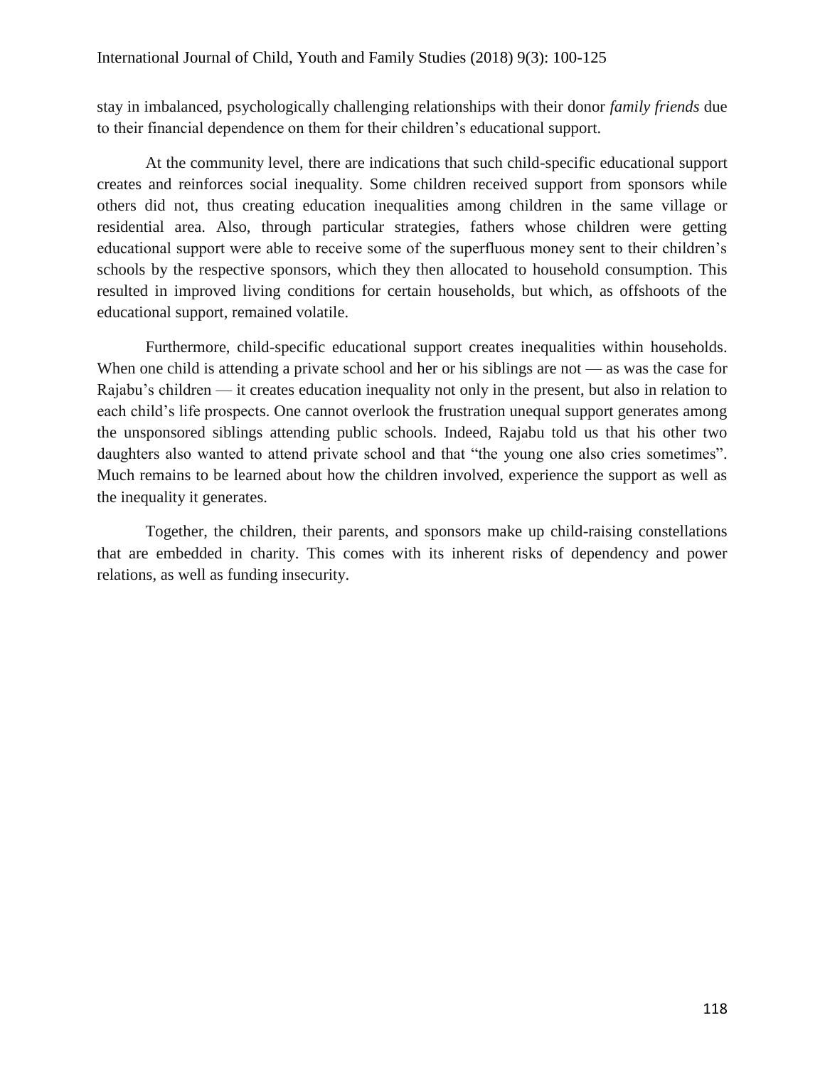stay in imbalanced, psychologically challenging relationships with their donor *family friends* due to their financial dependence on them for their children's educational support.

At the community level, there are indications that such child-specific educational support creates and reinforces social inequality. Some children received support from sponsors while others did not, thus creating education inequalities among children in the same village or residential area. Also, through particular strategies, fathers whose children were getting educational support were able to receive some of the superfluous money sent to their children's schools by the respective sponsors, which they then allocated to household consumption. This resulted in improved living conditions for certain households, but which, as offshoots of the educational support, remained volatile.

Furthermore, child-specific educational support creates inequalities within households. When one child is attending a private school and her or his siblings are not — as was the case for Rajabu's children — it creates education inequality not only in the present, but also in relation to each child's life prospects. One cannot overlook the frustration unequal support generates among the unsponsored siblings attending public schools. Indeed, Rajabu told us that his other two daughters also wanted to attend private school and that "the young one also cries sometimes". Much remains to be learned about how the children involved, experience the support as well as the inequality it generates.

Together, the children, their parents, and sponsors make up child-raising constellations that are embedded in charity. This comes with its inherent risks of dependency and power relations, as well as funding insecurity.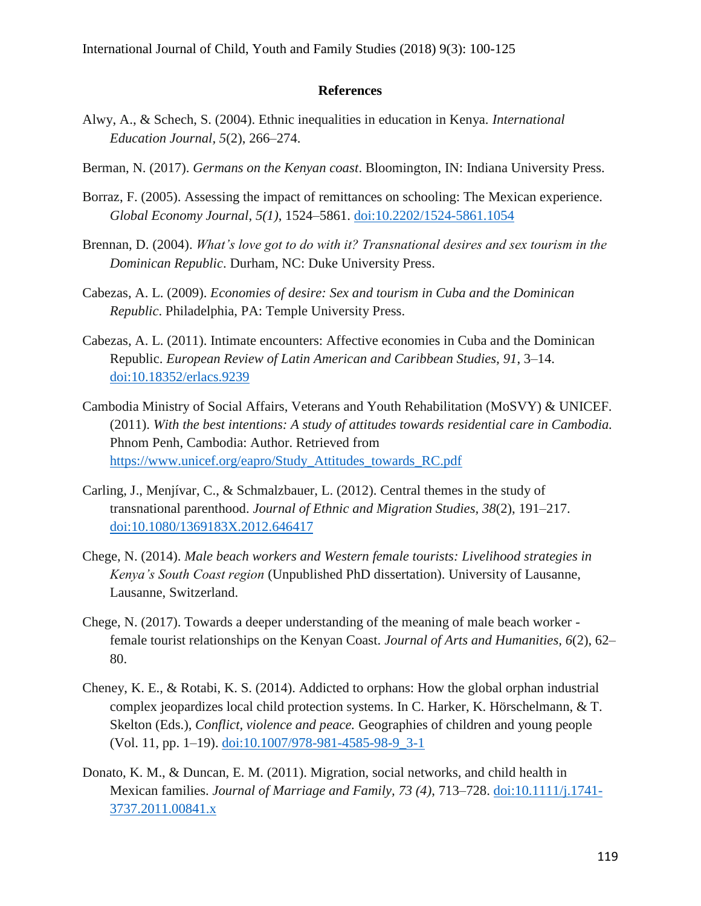## References

Alwy, A., & Schech, S. (2004). Ethnic inequalities in education in Kenya. *International Education Journal, 5*(2), 266–274.

Berman, N. (2017). *Germans on the Kenyan coast*. Bloomington, IN: Indiana University Press.

Borraz, F. (2005). Assessing the impact of remittances on schooling: The Mexican experience. *Global Economy Journal, 5(1)*, 1524–5861. doi:10.2202/1524-5861.1054

Brennan, D. (2004). *What's love got to do with it? Transnational desires and sex tourism in the Dominican Republic*. Durham, NC: Duke University Press.

Cabezas, A. L. (2009). *Economies of desire: Sex and tourism in Cuba and the Dominican Republic*. Philadelphia, PA: Temple University Press.

Cabezas, A. L. (2011). Intimate encounters: Affective economies in Cuba and the Dominican Republic. *European Review of Latin American and Caribbean Studies, 91*, 3–14. doi:10.18352/erlacs.9239

Cambodia Ministry of Social Affairs, Veterans and Youth Rehabilitation (MoSVY) & UNICEF. (2011). *With the best intentions: A study of attitudes towards residential care in Cambodia.* Phnom Penh, Cambodia: Author. Retrieved from https://www.unicef.org/eapro/Study_Attitudes_towards_RC.pdf

Carling, J., Menjívar, C., & Schmalzbauer, L. (2012). Central themes in the study of transnational parenthood. *Journal of Ethnic and Migration Studies, 38*(2), 191–217. doi:10.1080/1369183X.2012.646417

Chege, N. (2014). *Male beach workers and Western female tourists: Livelihood strategies in Kenya's South Coast region* (Unpublished PhD dissertation). University of Lausanne, Lausanne, Switzerland.

Chege, N. (2017). Towards a deeper understanding of the meaning of male beach worker - female tourist relationships on the Kenyan Coast. *Journal of Arts and Humanities, 6*(2), 62–80.

Cheney, K. E., & Rotabi, K. S. (2014). Addicted to orphans: How the global orphan industrial complex jeopardizes local child protection systems. In C. Harker, K. Hörschelmann, & T. Skelton (Eds.), *Conflict, violence and peace.* Geographies of children and young people (Vol. 11, pp. 1–19). doi:10.1007/978-981-4585-98-9_3-1

Donato, K. M., & Duncan, E. M. (2011). Migration, social networks, and child health in Mexican families. *Journal of Marriage and Family, 73 (4)*, 713–728. doi:10.1111/j.1741-3737.2011.00841.x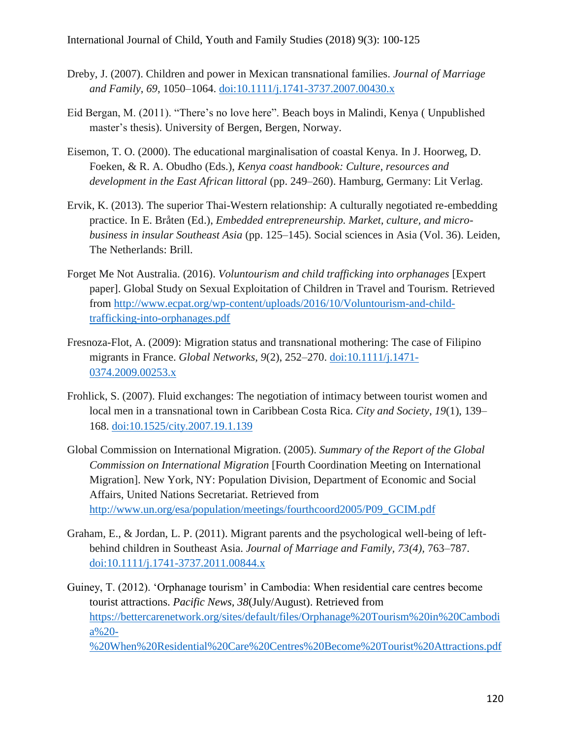Dreby, J. (2007). Children and power in Mexican transnational families. *Journal of Marriage and Family*, *69*, 1050–1064. doi:10.1111/j.1741-3737.2007.00430.x

Eid Bergan, M. (2011). “There’s no love here”. Beach boys in Malindi, Kenya ( Unpublished master’s thesis). University of Bergen, Bergen, Norway.

Eisemon, T. O. (2000). The educational marginalisation of coastal Kenya. In J. Hoorweg, D. Foeken, & R. A. Obudho (Eds.), *Kenya coast handbook: Culture, resources and development in the East African littoral* (pp. 249–260). Hamburg, Germany: Lit Verlag.

Ervik, K. (2013). The superior Thai-Western relationship: A culturally negotiated re-embedding practice. In E. Bråten (Ed.), *Embedded entrepreneurship. Market, culture, and micro-business in insular Southeast Asia* (pp. 125–145). Social sciences in Asia (Vol. 36). Leiden, The Netherlands: Brill.

Forget Me Not Australia. (2016). *Voluntourism and child trafficking into orphanages* [Expert paper]. Global Study on Sexual Exploitation of Children in Travel and Tourism. Retrieved from http://www.ecpat.org/wp-content/uploads/2016/10/Voluntourism-and-child-trafficking-into-orphanages.pdf

Fresnoza-Flot, A. (2009): Migration status and transnational mothering: The case of Filipino migrants in France. *Global Networks, 9*(2), 252–270. doi:10.1111/j.1471-0374.2009.00253.x

Frohlick, S. (2007). Fluid exchanges: The negotiation of intimacy between tourist women and local men in a transnational town in Caribbean Costa Rica. *City and Society*, *19*(1), 139–168. doi:10.1525/city.2007.19.1.139

Global Commission on International Migration. (2005). *Summary of the Report of the Global Commission on International Migration* [Fourth Coordination Meeting on International Migration]. New York, NY: Population Division, Department of Economic and Social Affairs, United Nations Secretariat. Retrieved from http://www.un.org/esa/population/meetings/fourthcoord2005/P09_GCIM.pdf

Graham, E., & Jordan, L. P. (2011). Migrant parents and the psychological well-being of left-behind children in Southeast Asia. *Journal of Marriage and Family, 73(4),* 763–787. doi:10.1111/j.1741-3737.2011.00844.x

Guiney, T. (2012). ‘Orphanage tourism’ in Cambodia: When residential care centres become tourist attractions. *Pacific News, 38*(July/August). Retrieved from https://bettercarenetwork.org/sites/default/files/Orphanage%20Tourism%20in%20Cambodia%20-%20When%20Residential%20Care%20Centres%20Become%20Tourist%20Attractions.pdf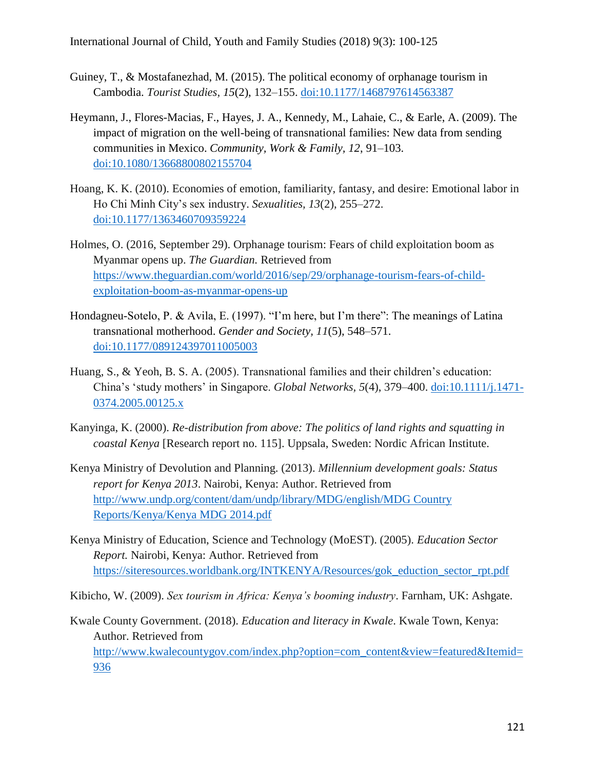Guiney, T., & Mostafanezhad, M. (2015). The political economy of orphanage tourism in Cambodia. *Tourist Studies, 15*(2), 132–155. doi:10.1177/1468797614563387

Heymann, J., Flores-Macias, F., Hayes, J. A., Kennedy, M., Lahaie, C., & Earle, A. (2009). The impact of migration on the well-being of transnational families: New data from sending communities in Mexico. *Community, Work & Family, 12*, 91–103. doi:10.1080/13668800802155704

Hoang, K. K. (2010). Economies of emotion, familiarity, fantasy, and desire: Emotional labor in Ho Chi Minh City's sex industry. *Sexualities, 13*(2), 255–272. doi:10.1177/1363460709359224

Holmes, O. (2016, September 29). Orphanage tourism: Fears of child exploitation boom as Myanmar opens up. *The Guardian.* Retrieved from https://www.theguardian.com/world/2016/sep/29/orphanage-tourism-fears-of-child-exploitation-boom-as-myanmar-opens-up

Hondagneu-Sotelo, P. & Avila, E. (1997). "I'm here, but I'm there": The meanings of Latina transnational motherhood. *Gender and Society, 11*(5), 548–571. doi:10.1177/089124397011005003

Huang, S., & Yeoh, B. S. A. (2005). Transnational families and their children's education: China's 'study mothers' in Singapore. *Global Networks, 5*(4), 379–400. doi:10.1111/j.1471-0374.2005.00125.x

Kanyinga, K. (2000). *Re-distribution from above: The politics of land rights and squatting in coastal Kenya* [Research report no. 115]. Uppsala, Sweden: Nordic African Institute.

Kenya Ministry of Devolution and Planning. (2013). *Millennium development goals: Status report for Kenya 2013*. Nairobi, Kenya: Author. Retrieved from http://www.undp.org/content/dam/undp/library/MDG/english/MDG Country Reports/Kenya/Kenya MDG 2014.pdf

Kenya Ministry of Education, Science and Technology (MoEST). (2005). *Education Sector Report.* Nairobi, Kenya: Author. Retrieved from https://siteresources.worldbank.org/INTKENYA/Resources/gok_eduction_sector_rpt.pdf

Kibicho, W. (2009). *Sex tourism in Africa: Kenya's booming industry*. Farnham, UK: Ashgate.

Kwale County Government. (2018). *Education and literacy in Kwale*. Kwale Town, Kenya: Author. Retrieved from http://www.kwalecountygov.com/index.php?option=com_content&view=featured&Itemid=936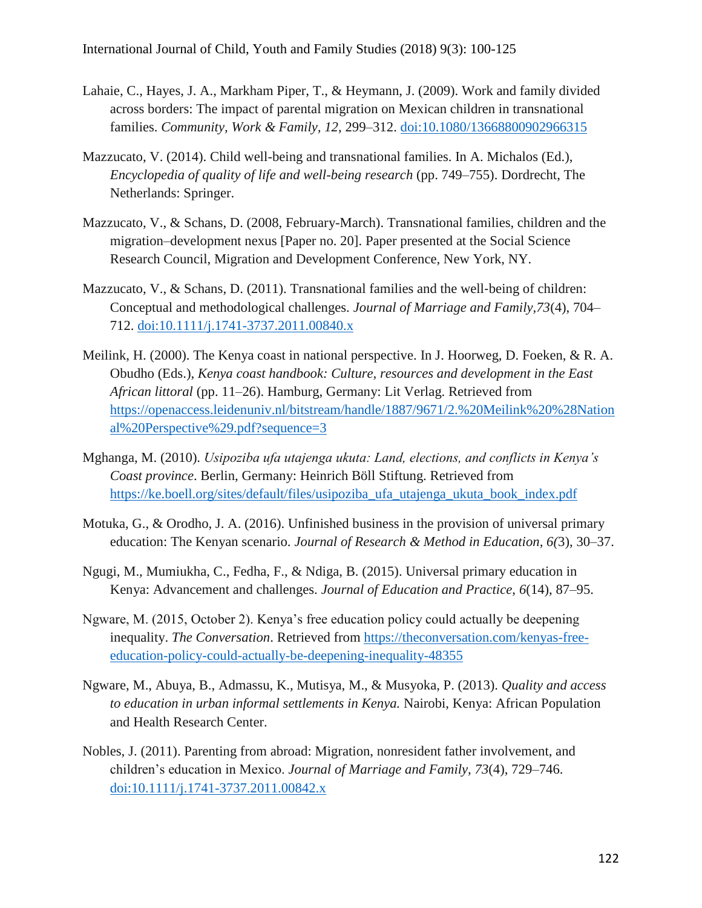Lahaie, C., Hayes, J. A., Markham Piper, T., & Heymann, J. (2009). Work and family divided across borders: The impact of parental migration on Mexican children in transnational families. *Community, Work & Family, 12*, 299–312. doi:10.1080/13668800902966315

Mazzucato, V. (2014). Child well-being and transnational families. In A. Michalos (Ed.), *Encyclopedia of quality of life and well-being research* (pp. 749–755). Dordrecht, The Netherlands: Springer.

Mazzucato, V., & Schans, D. (2008, February-March). Transnational families, children and the migration–development nexus [Paper no. 20]. Paper presented at the Social Science Research Council, Migration and Development Conference, New York, NY.

Mazzucato, V., & Schans, D. (2011). Transnational families and the well-being of children: Conceptual and methodological challenges. *Journal of Marriage and Family,73*(4), 704–712. doi:10.1111/j.1741-3737.2011.00840.x

Meilink, H. (2000). The Kenya coast in national perspective. In J. Hoorweg, D. Foeken, & R. A. Obudho (Eds.), *Kenya coast handbook: Culture, resources and development in the East African littoral* (pp. 11–26). Hamburg, Germany: Lit Verlag. Retrieved from https://openaccess.leidenuniv.nl/bitstream/handle/1887/9671/2.%20Meilink%20%28National%20Perspective%29.pdf?sequence=3

Mghanga, M. (2010). *Usipoziba ufa utajenga ukuta: Land, elections, and conflicts in Kenya's Coast province*. Berlin, Germany: Heinrich Böll Stiftung. Retrieved from https://ke.boell.org/sites/default/files/usipoziba_ufa_utajenga_ukuta_book_index.pdf

Motuka, G., & Orodho, J. A. (2016). Unfinished business in the provision of universal primary education: The Kenyan scenario. *Journal of Research & Method in Education, 6(*3), 30–37.

Ngugi, M., Mumiukha, C., Fedha, F., & Ndiga, B. (2015). Universal primary education in Kenya: Advancement and challenges. *Journal of Education and Practice, 6*(14), 87–95.

Ngware, M. (2015, October 2). Kenya's free education policy could actually be deepening inequality. *The Conversation*. Retrieved from https://theconversation.com/kenyas-free-education-policy-could-actually-be-deepening-inequality-48355

Ngware, M., Abuya, B., Admassu, K., Mutisya, M., & Musyoka, P. (2013). *Quality and access to education in urban informal settlements in Kenya.* Nairobi, Kenya: African Population and Health Research Center.

Nobles, J. (2011). Parenting from abroad: Migration, nonresident father involvement, and children's education in Mexico. *Journal of Marriage and Family, 73*(4), 729–746. doi:10.1111/j.1741-3737.2011.00842.x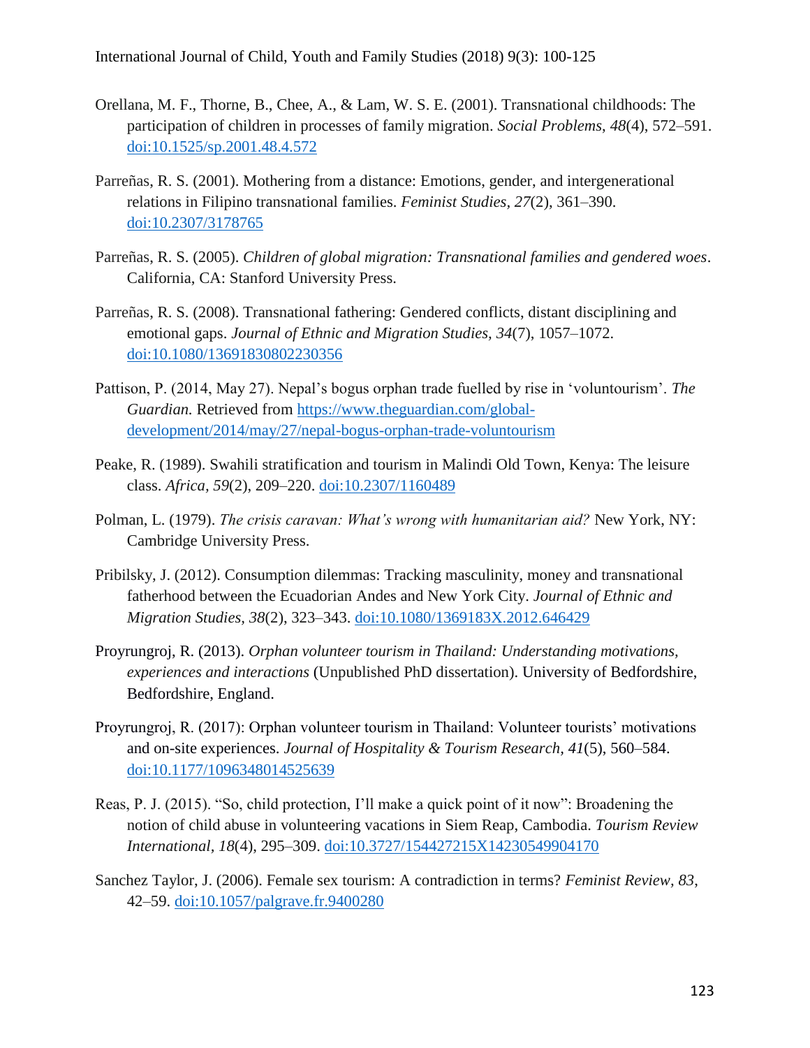Orellana, M. F., Thorne, B., Chee, A., & Lam, W. S. E. (2001). Transnational childhoods: The participation of children in processes of family migration. *Social Problems*, *48*(4), 572–591. doi:10.1525/sp.2001.48.4.572

Parreñas, R. S. (2001). Mothering from a distance: Emotions, gender, and intergenerational relations in Filipino transnational families. *Feminist Studies*, *27*(2), 361–390. doi:10.2307/3178765

Parreñas, R. S. (2005). *Children of global migration: Transnational families and gendered woes*. California, CA: Stanford University Press.

Parreñas, R. S. (2008). Transnational fathering: Gendered conflicts, distant disciplining and emotional gaps. *Journal of Ethnic and Migration Studies, 34*(7), 1057–1072. doi:10.1080/13691830802230356

Pattison, P. (2014, May 27). Nepal's bogus orphan trade fuelled by rise in 'voluntourism'. *The Guardian.* Retrieved from https://www.theguardian.com/global-development/2014/may/27/nepal-bogus-orphan-trade-voluntourism

Peake, R. (1989). Swahili stratification and tourism in Malindi Old Town, Kenya: The leisure class. *Africa, 59*(2), 209–220. doi:10.2307/1160489

Polman, L. (1979). *The crisis caravan: What's wrong with humanitarian aid?* New York, NY: Cambridge University Press.

Pribilsky, J. (2012). Consumption dilemmas: Tracking masculinity, money and transnational fatherhood between the Ecuadorian Andes and New York City. *Journal of Ethnic and Migration Studies, 38*(2), 323–343. doi:10.1080/1369183X.2012.646429

Proyrungroj, R. (2013). *Orphan volunteer tourism in Thailand: Understanding motivations, experiences and interactions* (Unpublished PhD dissertation). University of Bedfordshire, Bedfordshire, England.

Proyrungroj, R. (2017): Orphan volunteer tourism in Thailand: Volunteer tourists' motivations and on-site experiences. *Journal of Hospitality & Tourism Research, 41*(5), 560–584. doi:10.1177/1096348014525639

Reas, P. J. (2015). "So, child protection, I'll make a quick point of it now": Broadening the notion of child abuse in volunteering vacations in Siem Reap, Cambodia. *Tourism Review International*, *18*(4), 295–309. doi:10.3727/154427215X14230549904170

Sanchez Taylor, J. (2006). Female sex tourism: A contradiction in terms? *Feminist Review*, *83*, 42–59. doi:10.1057/palgrave.fr.9400280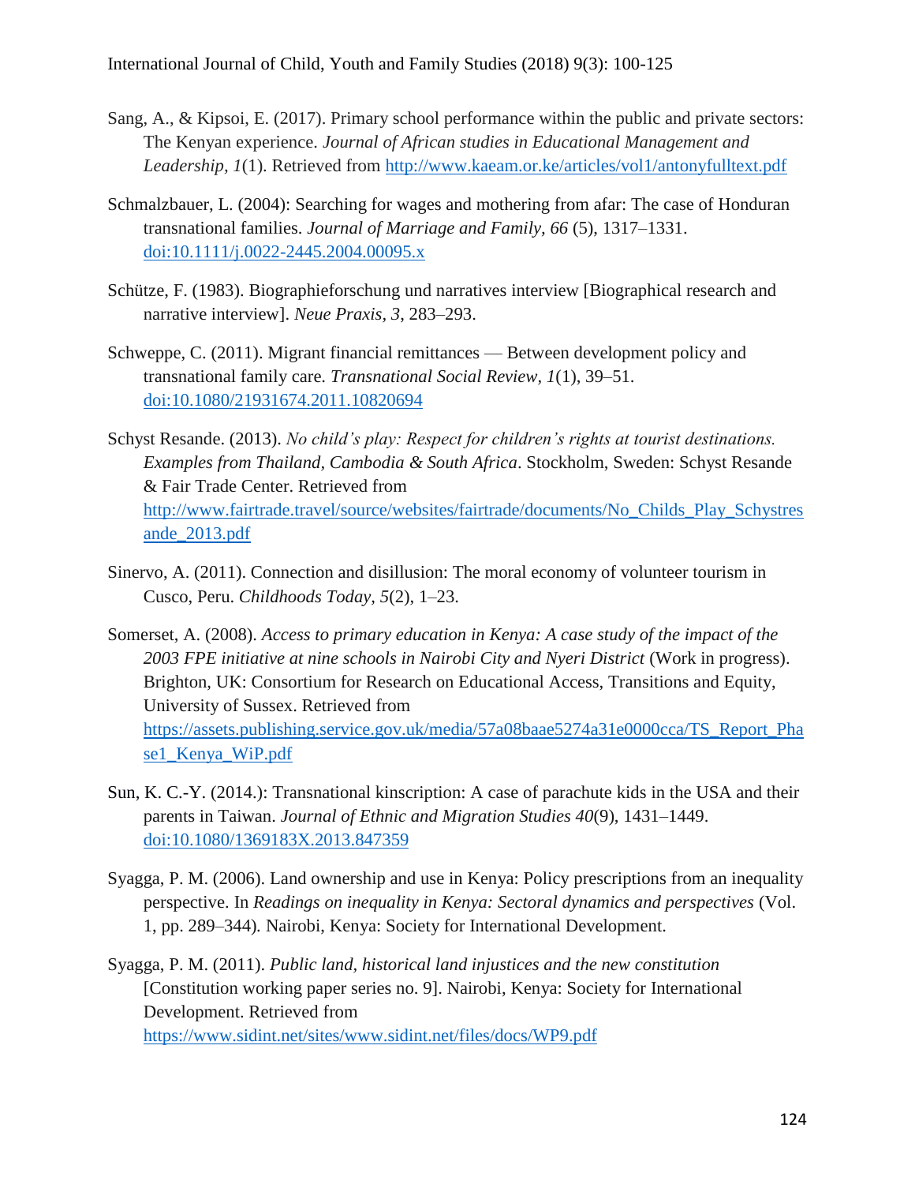Sang, A., & Kipsoi, E. (2017). Primary school performance within the public and private sectors: The Kenyan experience. *Journal of African studies in Educational Management and Leadership, 1*(1). Retrieved from http://www.kaeam.or.ke/articles/vol1/antonyfulltext.pdf

Schmalzbauer, L. (2004): Searching for wages and mothering from afar: The case of Honduran transnational families. *Journal of Marriage and Family, 66* (5), 1317–1331. doi:10.1111/j.0022-2445.2004.00095.x

Schütze, F. (1983). Biographieforschung und narratives interview [Biographical research and narrative interview]. *Neue Praxis, 3*, 283–293.

Schweppe, C. (2011). Migrant financial remittances — Between development policy and transnational family care. *Transnational Social Review, 1*(1), 39–51. doi:10.1080/21931674.2011.10820694

Schyst Resande. (2013). *No child's play: Respect for children's rights at tourist destinations. Examples from Thailand, Cambodia & South Africa*. Stockholm, Sweden: Schyst Resande & Fair Trade Center. Retrieved from http://www.fairtrade.travel/source/websites/fairtrade/documents/No_Childs_Play_Schystresande_2013.pdf

Sinervo, A. (2011). Connection and disillusion: The moral economy of volunteer tourism in Cusco, Peru. *Childhoods Today, 5*(2), 1–23.

Somerset, A. (2008). *Access to primary education in Kenya: A case study of the impact of the 2003 FPE initiative at nine schools in Nairobi City and Nyeri District* (Work in progress). Brighton, UK: Consortium for Research on Educational Access, Transitions and Equity, University of Sussex. Retrieved from https://assets.publishing.service.gov.uk/media/57a08baae5274a31e0000cca/TS_Report_Phase1_Kenya_WiP.pdf

Sun, K. C.-Y. (2014.): Transnational kinscription: A case of parachute kids in the USA and their parents in Taiwan. *Journal of Ethnic and Migration Studies 40*(9), 1431–1449. doi:10.1080/1369183X.2013.847359

Syagga, P. M. (2006). Land ownership and use in Kenya: Policy prescriptions from an inequality perspective. In *Readings on inequality in Kenya: Sectoral dynamics and perspectives* (Vol. 1, pp. 289–344). Nairobi, Kenya: Society for International Development.

Syagga, P. M. (2011). *Public land, historical land injustices and the new constitution* [Constitution working paper series no. 9]. Nairobi, Kenya: Society for International Development. Retrieved from https://www.sidint.net/sites/www.sidint.net/files/docs/WP9.pdf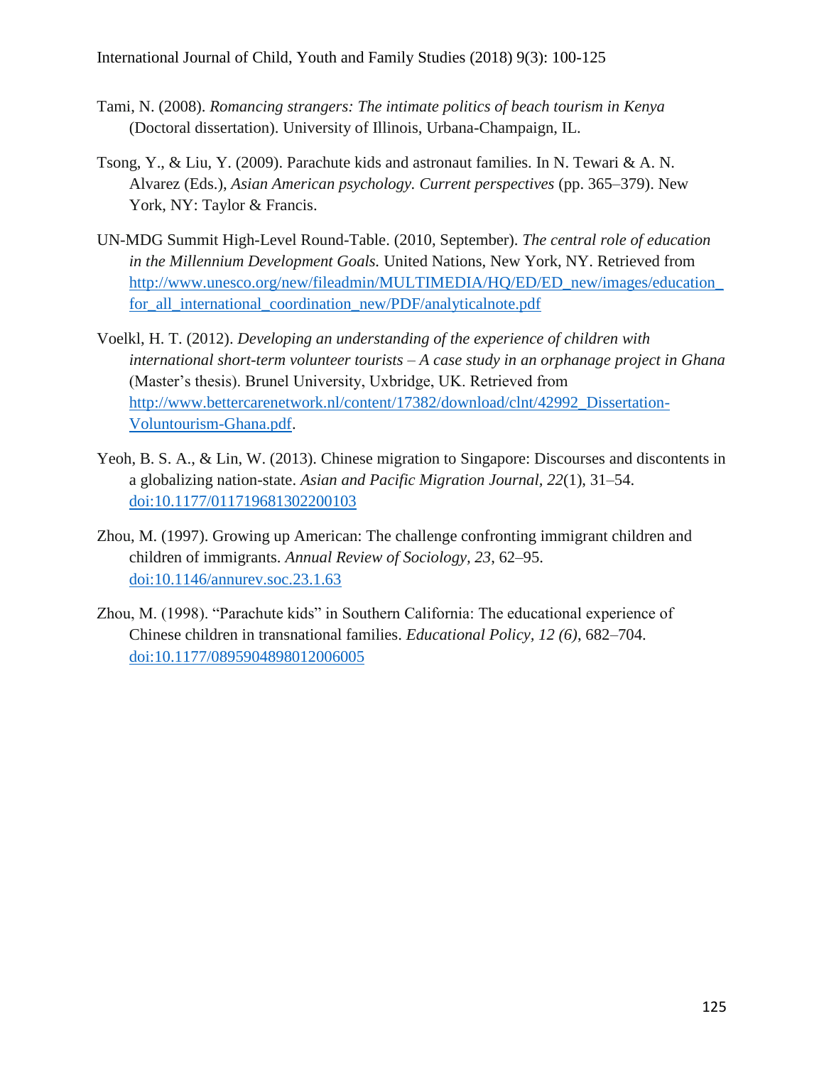Tami, N. (2008). *Romancing strangers: The intimate politics of beach tourism in Kenya* (Doctoral dissertation). University of Illinois, Urbana-Champaign, IL.

Tsong, Y., & Liu, Y. (2009). Parachute kids and astronaut families. In N. Tewari & A. N. Alvarez (Eds.), *Asian American psychology. Current perspectives* (pp. 365–379). New York, NY: Taylor & Francis.

UN-MDG Summit High-Level Round-Table. (2010, September). *The central role of education in the Millennium Development Goals.* United Nations, New York, NY. Retrieved from [http://www.unesco.org/new/fileadmin/MULTIMEDIA/HQ/ED/ED_new/images/education_for_all_international_coordination_new/PDF/analyticalnote.pdf](http://www.unesco.org/new/fileadmin/MULTIMEDIA/HQ/ED/ED_new/images/education_for_all_international_coordination_new/PDF/analyticalnote.pdf)

Voelkl, H. T. (2012). *Developing an understanding of the experience of children with international short-term volunteer tourists – A case study in an orphanage project in Ghana* (Master's thesis). Brunel University, Uxbridge, UK. Retrieved from [http://www.bettercarenetwork.nl/content/17382/download/clnt/42992_Dissertation-Voluntourism-Ghana.pdf](http://www.bettercarenetwork.nl/content/17382/download/clnt/42992_Dissertation-Voluntourism-Ghana.pdf).

Yeoh, B. S. A., & Lin, W. (2013). Chinese migration to Singapore: Discourses and discontents in a globalizing nation-state. *Asian and Pacific Migration Journal*, *22*(1), 31–54. [doi:10.1177/011719681302200103](doi:10.1177/011719681302200103)

Zhou, M. (1997). Growing up American: The challenge confronting immigrant children and children of immigrants. *Annual Review of Sociology*, *23*, 62–95. [doi:10.1146/annurev.soc.23.1.63](doi:10.1146/annurev.soc.23.1.63)

Zhou, M. (1998). "Parachute kids" in Southern California: The educational experience of Chinese children in transnational families. *Educational Policy, 12 (6)*, 682–704. [doi:10.1177/0895904898012006005](doi:10.1177/0895904898012006005)